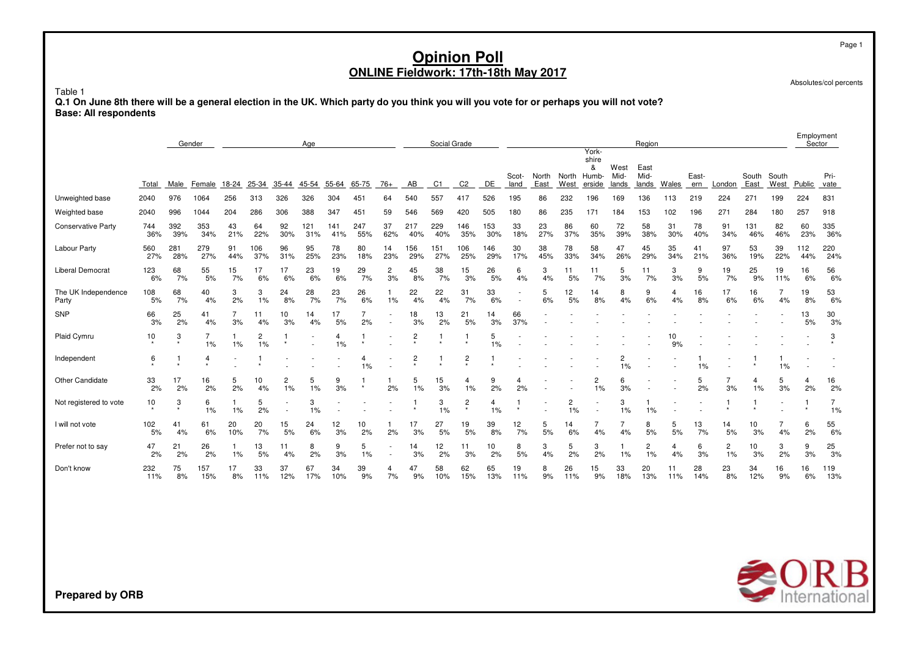# Opinion Poll

## ONLINE Fieldwork: 17th-18th May 2017

Absolutes/col percents

Table 1

**Q.1 On June 8th there will be a general election in the UK. Which party do you think you will vote for or perhaps you will not vote?**

**Base: All respondents**

| | | Gender | | Age | | | | | | | Social Grade | | | | Region | | | | | | | | | | | Employment Sector | |
|---|---|---|---|---|---|---|---|---|---|---|---|---|---|---|---|---|---|---|---|---|---|---|---|---|---|---|---|
| | Total | Male | Female | 18-24 | 25-34 | 35-44 | 45-54 | 55-64 | 65-75 | 76+ | AB | C1 | C2 | DE | Scotland | North East | North West | Yorkshire & Humberside | West Midlands | East Midlands | Wales | Eastern | London | South East | South West | Public | Private |
| Unweighted base | 2040 | 976 | 1064 | 256 | 313 | 326 | 326 | 304 | 451 | 64 | 540 | 557 | 417 | 526 | 195 | 86 | 232 | 196 | 169 | 136 | 113 | 219 | 224 | 271 | 199 | 224 | 831 |
| Weighted base | 2040 | 996 | 1044 | 204 | 286 | 306 | 388 | 347 | 451 | 59 | 546 | 569 | 420 | 505 | 180 | 86 | 235 | 171 | 184 | 153 | 102 | 196 | 271 | 284 | 180 | 257 | 918 |
| Conservative Party | 744 | 392 | 353 | 43 | 64 | 92 | 121 | 141 | 247 | 37 | 217 | 229 | 146 | 153 | 33 | 23 | 86 | 60 | 72 | 58 | 31 | 78 | 91 | 131 | 82 | 60 | 335 |
| | 36% | 39% | 34% | 21% | 22% | 30% | 31% | 41% | 55% | 62% | 40% | 40% | 35% | 30% | 18% | 27% | 37% | 35% | 39% | 38% | 30% | 40% | 34% | 46% | 46% | 23% | 36% |
| Labour Party | 560 | 281 | 279 | 91 | 106 | 96 | 95 | 78 | 80 | 14 | 156 | 151 | 106 | 146 | 30 | 38 | 78 | 58 | 47 | 45 | 35 | 41 | 97 | 53 | 39 | 112 | 220 |
| | 27% | 28% | 27% | 44% | 37% | 31% | 25% | 23% | 18% | 23% | 29% | 27% | 25% | 29% | 17% | 45% | 33% | 34% | 26% | 29% | 34% | 21% | 36% | 19% | 22% | 44% | 24% |
| Liberal Democrat | 123 | 68 | 55 | 15 | 17 | 17 | 23 | 19 | 29 | 2 | 45 | 38 | 15 | 26 | 6 | 3 | 11 | 11 | 5 | 11 | 3 | 9 | 19 | 25 | 19 | 16 | 56 |
| | 6% | 7% | 5% | 7% | 6% | 6% | 6% | 6% | 7% | 3% | 8% | 7% | 3% | 5% | 4% | 4% | 5% | 7% | 3% | 7% | 3% | 5% | 7% | 9% | 11% | 6% | 6% |
| The UK Independence Party | 108 | 68 | 40 | 3 | 3 | 24 | 28 | 23 | 26 | 1 | 22 | 22 | 31 | 33 | - | 5 | 12 | 14 | 8 | 9 | 4 | 16 | 17 | 16 | 7 | 19 | 53 |
| | 5% | 7% | 4% | 2% | 1% | 8% | 7% | 7% | 6% | 1% | 4% | 4% | 7% | 6% | - | 6% | 5% | 8% | 4% | 6% | 4% | 8% | 6% | 6% | 4% | 8% | 6% |
| SNP | 66 | 25 | 41 | 7 | 11 | 10 | 14 | 17 | 7 | - | 18 | 13 | 21 | 14 | 66 | - | - | - | - | - | - | - | - | - | - | 13 | 30 |
| | 3% | 2% | 4% | 3% | 4% | 3% | 4% | 5% | 2% | - | 3% | 2% | 5% | 3% | 37% | - | - | - | - | - | - | - | - | - | - | 5% | 3% |
| Plaid Cymru | 10 | 3 | 7 | 1 | 2 | 1 | - | 4 | 1 | - | 2 | 1 | 1 | 5 | - | - | - | - | - | - | 10 | - | - | - | - | - | 3 |
| | * | * | 1% | 1% | 1% | * | - | 1% | * | - | * | * | * | 1% | - | - | - | - | - | - | 9% | - | - | - | - | - | * |
| Independent | 6 | 1 | 4 | - | 1 | - | - | - | 4 | - | 2 | 1 | 2 | 1 | - | - | - | - | 2 | - | - | 1 | - | 1 | 1 | - | - |
| | * | * | * | - | * | - | - | - | 1% | - | * | * | * | * | - | - | - | - | 1% | - | - | 1% | - | * | 1% | - | - |
| Other Candidate | 33 | 17 | 16 | 5 | 10 | 2 | 5 | 9 | 1 | 1 | 5 | 15 | 4 | 9 | 4 | - | - | 2 | 6 | - | - | 5 | 7 | 4 | 5 | 4 | 16 |
| | 2% | 2% | 2% | 2% | 4% | 1% | 1% | 3% | * | 2% | 1% | 3% | 1% | 2% | 2% | - | - | 1% | 3% | - | - | 2% | 3% | 1% | 3% | 2% | 2% |
| Not registered to vote | 10 | 3 | 6 | 1 | 5 | - | 3 | - | - | - | 1 | 3 | 2 | 4 | 1 | - | 2 | - | 3 | 1 | - | - | 1 | 1 | - | 1 | 7 |
| | * | * | 1% | 1% | 2% | - | 1% | - | - | - | * | 1% | * | 1% | * | - | 1% | - | 1% | 1% | - | - | * | * | - | * | 1% |
| I will not vote | 102 | 41 | 61 | 20 | 20 | 15 | 24 | 12 | 10 | 1 | 17 | 27 | 19 | 39 | 12 | 5 | 14 | 7 | 7 | 8 | 5 | 13 | 14 | 10 | 7 | 6 | 55 |
| | 5% | 4% | 6% | 10% | 7% | 5% | 6% | 3% | 2% | 2% | 3% | 5% | 5% | 8% | 7% | 5% | 6% | 4% | 4% | 5% | 5% | 7% | 5% | 3% | 4% | 2% | 6% |
| Prefer not to say | 47 | 21 | 26 | 1 | 13 | 11 | 8 | 9 | 5 | - | 14 | 12 | 11 | 10 | 8 | 3 | 5 | 3 | 1 | 2 | 4 | 6 | 2 | 10 | 3 | 9 | 25 |
| | 2% | 2% | 2% | 1% | 5% | 4% | 2% | 3% | 1% | - | 3% | 2% | 3% | 2% | 5% | 4% | 2% | 2% | 1% | 1% | 4% | 3% | 1% | 3% | 2% | 3% | 3% |
| Don't know | 232 | 75 | 157 | 17 | 33 | 37 | 67 | 34 | 39 | 4 | 47 | 58 | 62 | 65 | 19 | 8 | 26 | 15 | 33 | 20 | 11 | 28 | 23 | 34 | 16 | 16 | 119 |
| | 11% | 8% | 15% | 8% | 11% | 12% | 17% | 10% | 9% | 7% | 9% | 10% | 15% | 13% | 11% | 9% | 11% | 9% | 18% | 13% | 11% | 14% | 8% | 12% | 9% | 6% | 13% |

**Prepared by ORB**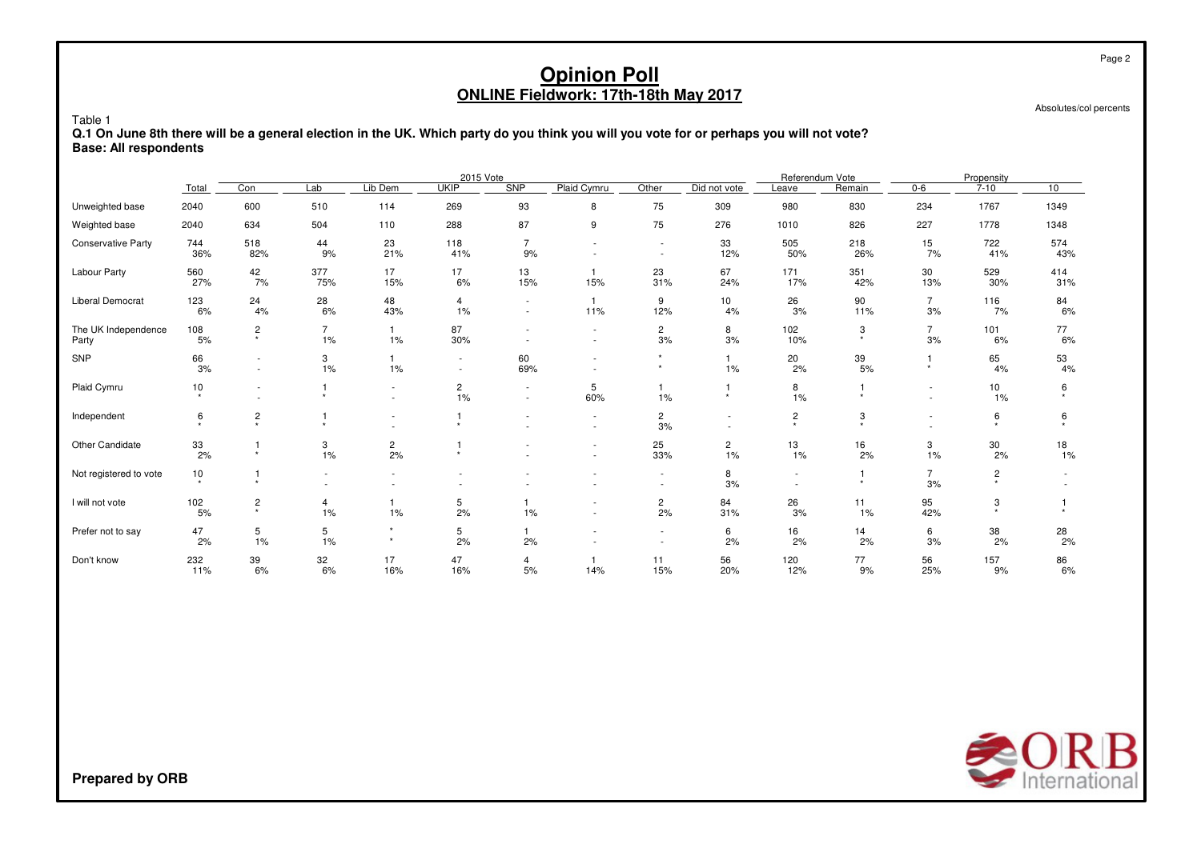# Opinion Poll
## ONLINE Fieldwork: 17th-18th May 2017

Absolutes/col percents

Table 1

**Q.1 On June 8th there will be a general election in the UK. Which party do you think you will you vote for or perhaps you will not vote?**
**Base: All respondents**

| | Total | 2015 Vote | | | | | | | | Referendum Vote | | Propensity | | |
|---|---|---|---|---|---|---|---|---|---|---|---|---|---|---|
| | | Con | Lab | Lib Dem | UKIP | SNP | Plaid Cymru | Other | Did not vote | Leave | Remain | 0-6 | 7-10 | 10 |
| Unweighted base | 2040 | 600 | 510 | 114 | 269 | 93 | 8 | 75 | 309 | 980 | 830 | 234 | 1767 | 1349 |
| Weighted base | 2040 | 634 | 504 | 110 | 288 | 87 | 9 | 75 | 276 | 1010 | 826 | 227 | 1778 | 1348 |
| Conservative Party | 744<br>36% | 518<br>82% | 44<br>9% | 23<br>21% | 118<br>41% | 7<br>9% | -<br>- | -<br>- | 33<br>12% | 505<br>50% | 218<br>26% | 15<br>7% | 722<br>41% | 574<br>43% |
| Labour Party | 560<br>27% | 42<br>7% | 377<br>75% | 17<br>15% | 17<br>6% | 13<br>15% | 1<br>15% | 23<br>31% | 67<br>24% | 171<br>17% | 351<br>42% | 30<br>13% | 529<br>30% | 414<br>31% |
| Liberal Democrat | 123<br>6% | 24<br>4% | 28<br>6% | 48<br>43% | 4<br>1% | -<br>- | 1<br>11% | 9<br>12% | 10<br>4% | 26<br>3% | 90<br>11% | 7<br>3% | 116<br>7% | 84<br>6% |
| The UK Independence Party | 108<br>5% | 2<br>* | 7<br>1% | 1<br>1% | 87<br>30% | -<br>- | -<br>- | 2<br>3% | 8<br>3% | 102<br>10% | 3<br>* | 7<br>3% | 101<br>6% | 77<br>6% |
| SNP | 66<br>3% | -<br>- | 3<br>1% | 1<br>1% | -<br>- | 60<br>69% | -<br>- | *<br>* | 1<br>1% | 20<br>2% | 39<br>5% | 1<br>* | 65<br>4% | 53<br>4% |
| Plaid Cymru | 10<br>* | -<br>- | 1<br>* | -<br>- | 2<br>1% | -<br>- | 5<br>60% | 1<br>1% | 1<br>* | 8<br>1% | 1<br>* | -<br>- | 10<br>1% | 6<br>* |
| Independent | 6<br>* | 2<br>* | 1<br>* | -<br>- | 1<br>* | -<br>- | -<br>- | 2<br>3% | -<br>- | 2<br>* | 3<br>* | -<br>- | 6<br>* | 6<br>* |
| Other Candidate | 33<br>2% | 1<br>* | 3<br>1% | 2<br>2% | 1<br>* | -<br>- | -<br>- | 25<br>33% | 2<br>1% | 13<br>1% | 16<br>2% | 3<br>1% | 30<br>2% | 18<br>1% |
| Not registered to vote | 10<br>* | 1<br>* | -<br>- | -<br>- | -<br>- | -<br>- | -<br>- | -<br>- | 8<br>3% | -<br>- | 1<br>* | 7<br>3% | 2<br>* | -<br>- |
| I will not vote | 102<br>5% | 2<br>* | 4<br>1% | 1<br>1% | 5<br>2% | 1<br>1% | -<br>- | 2<br>2% | 84<br>31% | 26<br>3% | 11<br>1% | 95<br>42% | 3<br>* | 1<br>* |
| Prefer not to say | 47<br>2% | 5<br>1% | 5<br>1% | *<br>* | 5<br>2% | 1<br>2% | -<br>- | -<br>- | 6<br>2% | 16<br>2% | 14<br>2% | 6<br>3% | 38<br>2% | 28<br>2% |
| Don't know | 232<br>11% | 39<br>6% | 32<br>6% | 17<br>16% | 47<br>16% | 4<br>5% | 1<br>14% | 11<br>15% | 56<br>20% | 120<br>12% | 77<br>9% | 56<br>25% | 157<br>9% | 86<br>6% |

**Prepared by ORB**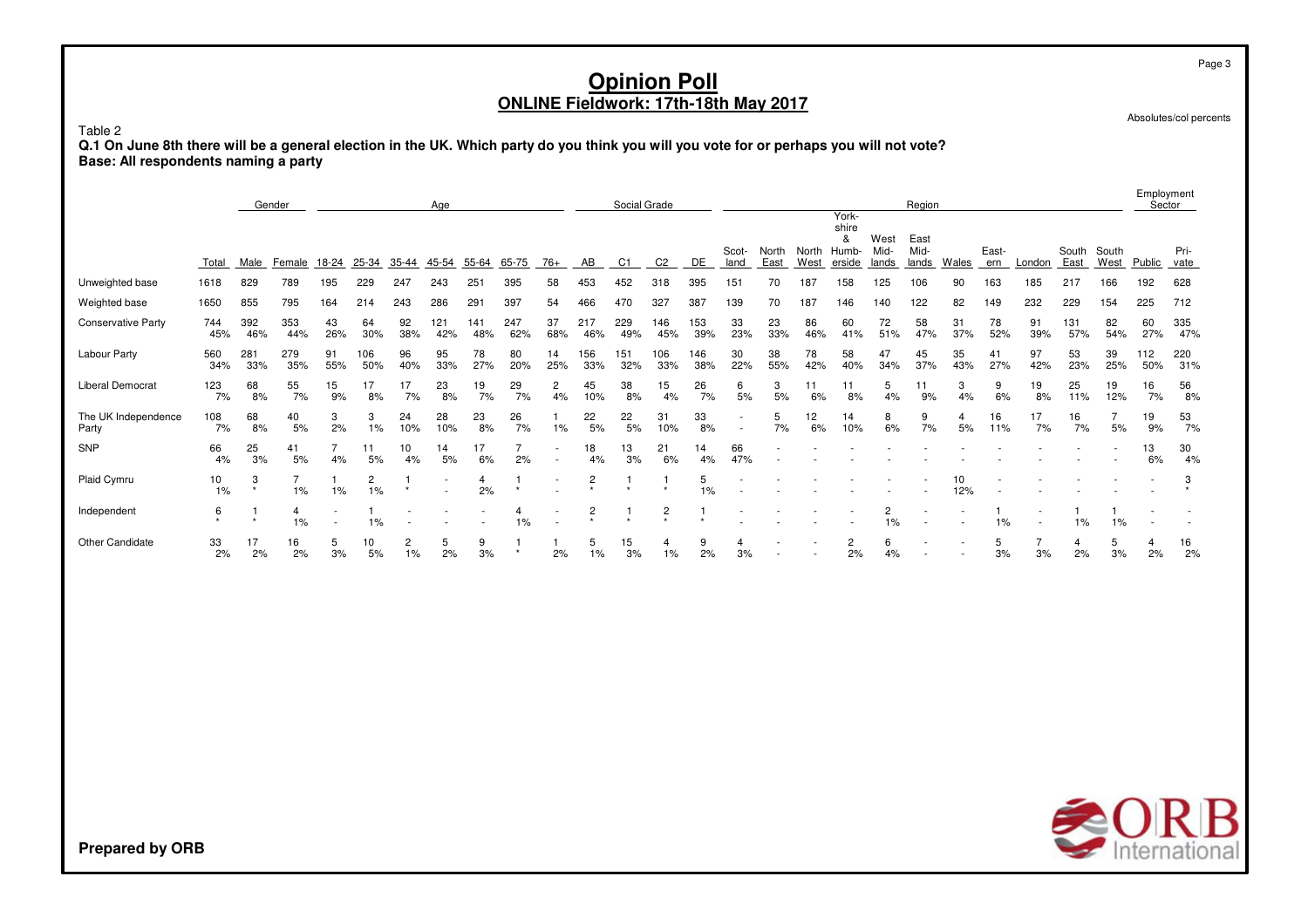# Opinion Poll

## ONLINE Fieldwork: 17th-18th May 2017

Absolutes/col percents

Table 2

**Q.1 On June 8th there will be a general election in the UK. Which party do you think you will vote for or perhaps you will not vote?**
**Base: All respondents naming a party**

| | | Gender | | Age | | | | | | | Social Grade | | | | Region | | | | | | | | | | | Employment Sector | |
|---|---|---|---|---|---|---|---|---|---|---|---|---|---|---|---|---|---|---|---|---|---|---|---|---|---|---|---|
| | Total | Male | Female | 18-24 | 25-34 | 35-44 | 45-54 | 55-64 | 65-75 | 76+ | AB | C1 | C2 | DE | Scot-land | North East | North West | York-shire & Humb-erside | West Mid-lands | East Mid-lands | Wales | East-ern | London | South East | South West | Public | Pri-vate |
| Unweighted base | 1618 | 829 | 789 | 195 | 229 | 247 | 243 | 251 | 395 | 58 | 453 | 452 | 318 | 395 | 151 | 70 | 187 | 158 | 125 | 106 | 90 | 163 | 185 | 217 | 166 | 192 | 628 |
| Weighted base | 1650 | 855 | 795 | 164 | 214 | 243 | 286 | 291 | 397 | 54 | 466 | 470 | 327 | 387 | 139 | 70 | 187 | 146 | 140 | 122 | 82 | 149 | 232 | 229 | 154 | 225 | 712 |
| Conservative Party | 744 | 392 | 353 | 43 | 64 | 92 | 121 | 141 | 247 | 37 | 217 | 229 | 146 | 153 | 33 | 23 | 86 | 60 | 72 | 58 | 31 | 78 | 91 | 131 | 82 | 60 | 335 |
| | 45% | 46% | 44% | 26% | 30% | 38% | 42% | 48% | 62% | 68% | 46% | 49% | 45% | 39% | 23% | 33% | 46% | 41% | 51% | 47% | 37% | 52% | 39% | 57% | 54% | 27% | 47% |
| Labour Party | 560 | 281 | 279 | 91 | 106 | 96 | 95 | 78 | 80 | 14 | 156 | 151 | 106 | 146 | 30 | 38 | 78 | 58 | 47 | 45 | 35 | 41 | 97 | 53 | 39 | 112 | 220 |
| | 34% | 33% | 35% | 55% | 50% | 40% | 33% | 27% | 20% | 25% | 33% | 32% | 33% | 38% | 22% | 55% | 42% | 40% | 34% | 37% | 43% | 27% | 42% | 23% | 25% | 50% | 31% |
| Liberal Democrat | 123 | 68 | 55 | 15 | 17 | 17 | 23 | 19 | 29 | 2 | 45 | 38 | 15 | 26 | 6 | 3 | 11 | 11 | 5 | 11 | 3 | 9 | 19 | 25 | 19 | 16 | 56 |
| | 7% | 8% | 7% | 9% | 8% | 7% | 8% | 7% | 7% | 4% | 10% | 8% | 4% | 7% | 5% | 5% | 6% | 8% | 4% | 9% | 4% | 6% | 8% | 11% | 12% | 7% | 8% |
| The UK Independence Party | 108 | 68 | 40 | 3 | 3 | 24 | 28 | 23 | 26 | 1 | 22 | 22 | 31 | 33 | - | 5 | 12 | 14 | 8 | 9 | 4 | 16 | 17 | 16 | 7 | 19 | 53 |
| | 7% | 8% | 5% | 2% | 1% | 10% | 10% | 8% | 7% | 1% | 5% | 5% | 10% | 8% | - | 7% | 6% | 10% | 6% | 7% | 5% | 11% | 7% | 7% | 5% | 9% | 7% |
| SNP | 66 | 25 | 41 | 7 | 11 | 10 | 14 | 17 | 7 | - | 18 | 13 | 21 | 14 | 66 | - | - | - | - | - | - | - | - | - | - | 13 | 30 |
| | 4% | 3% | 5% | 4% | 5% | 4% | 5% | 6% | 2% | - | 4% | 3% | 6% | 4% | 47% | - | - | - | - | - | - | - | - | - | - | 6% | 4% |
| Plaid Cymru | 10 | 3 | 7 | 1 | 2 | 1 | - | 4 | 1 | - | 2 | 1 | 1 | 5 | - | - | - | - | - | - | 10 | - | - | - | - | - | 3 |
| | 1% | * | 1% | 1% | 1% | * | - | 2% | * | - | * | * | * | 1% | - | - | - | - | - | - | 12% | - | - | - | - | - | * |
| Independent | 6 | 1 | 4 | - | 1 | - | - | - | 4 | - | 2 | 1 | 2 | 1 | - | - | - | - | 2 | - | - | 1 | - | 1 | 1 | - | - |
| | * | * | 1% | - | 1% | - | - | - | 1% | - | * | * | * | * | - | - | - | - | 1% | - | - | 1% | - | 1% | 1% | - | - |
| Other Candidate | 33 | 17 | 16 | 5 | 10 | 2 | 5 | 9 | 1 | 1 | 5 | 15 | 4 | 9 | 4 | - | - | 2 | 6 | - | - | 5 | 7 | 4 | 5 | 4 | 16 |
| | 2% | 2% | 2% | 3% | 5% | 1% | 2% | 3% | * | 2% | 1% | 3% | 1% | 2% | 3% | - | - | 2% | 4% | - | - | 3% | 3% | 2% | 3% | 2% | 2% |

**Prepared by ORB**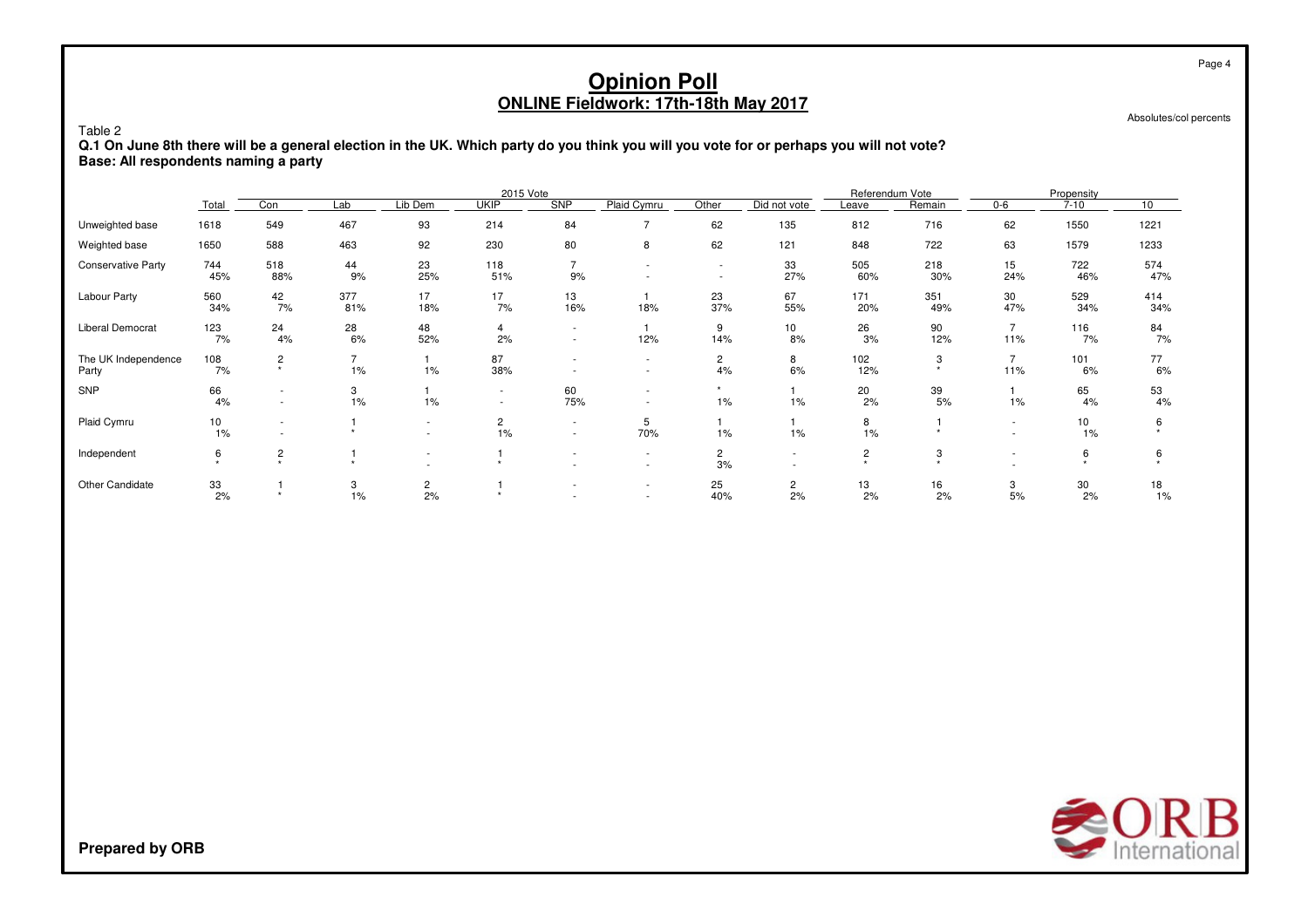# Opinion Poll

## ONLINE Fieldwork: 17th-18th May 2017

Absolutes/col percents

Table 2

**Q.1 On June 8th there will be a general election in the UK. Which party do you think you will you vote for or perhaps you will not vote?**
**Base: All respondents naming a party**

| | Total | 2015 Vote | | | | | | | | Referendum Vote | | Propensity | | |
|---|---|---|---|---|---|---|---|---|---|---|---|---|---|---|
| | | Con | Lab | Lib Dem | UKIP | SNP | Plaid Cymru | Other | Did not vote | Leave | Remain | 0-6 | 7-10 | 10 |
| Unweighted base | 1618 | 549 | 467 | 93 | 214 | 84 | 7 | 62 | 135 | 812 | 716 | 62 | 1550 | 1221 |
| Weighted base | 1650 | 588 | 463 | 92 | 230 | 80 | 8 | 62 | 121 | 848 | 722 | 63 | 1579 | 1233 |
| Conservative Party | 744 | 518 | 44 | 23 | 118 | 7 | - | - | 33 | 505 | 218 | 15 | 722 | 574 |
| | 45% | 88% | 9% | 25% | 51% | 9% | - | - | 27% | 60% | 30% | 24% | 46% | 47% |
| Labour Party | 560 | 42 | 377 | 17 | 17 | 13 | 1 | 23 | 67 | 171 | 351 | 30 | 529 | 414 |
| | 34% | 7% | 81% | 18% | 7% | 16% | 18% | 37% | 55% | 20% | 49% | 47% | 34% | 34% |
| Liberal Democrat | 123 | 24 | 28 | 48 | 4 | - | 1 | 9 | 10 | 26 | 90 | 7 | 116 | 84 |
| | 7% | 4% | 6% | 52% | 2% | - | 12% | 14% | 8% | 3% | 12% | 11% | 7% | 7% |
| The UK Independence Party | 108 | 2 | 7 | 1 | 87 | - | - | 2 | 8 | 102 | 3 | 7 | 101 | 77 |
| | 7% | * | 1% | 1% | 38% | - | - | 4% | 6% | 12% | * | 11% | 6% | 6% |
| SNP | 66 | - | 3 | 1 | - | 60 | - | * | 1 | 20 | 39 | 1 | 65 | 53 |
| | 4% | - | 1% | 1% | - | 75% | - | 1% | 1% | 2% | 5% | 1% | 4% | 4% |
| Plaid Cymru | 10 | - | 1 | - | 2 | - | 5 | 1 | 1 | 8 | 1 | - | 10 | 6 |
| | 1% | - | * | - | 1% | - | 70% | 1% | 1% | 1% | * | - | 1% | * |
| Independent | 6 | 2 | 1 | - | 1 | - | - | 2 | - | 2 | 3 | - | 6 | 6 |
| | * | * | * | - | * | - | - | 3% | - | * | * | - | * | * |
| Other Candidate | 33 | 1 | 3 | 2 | 1 | - | - | 25 | 2 | 13 | 16 | 3 | 30 | 18 |
| | 2% | * | 1% | 2% | * | - | - | 40% | 2% | 2% | 2% | 5% | 2% | 1% |

**Prepared by ORB**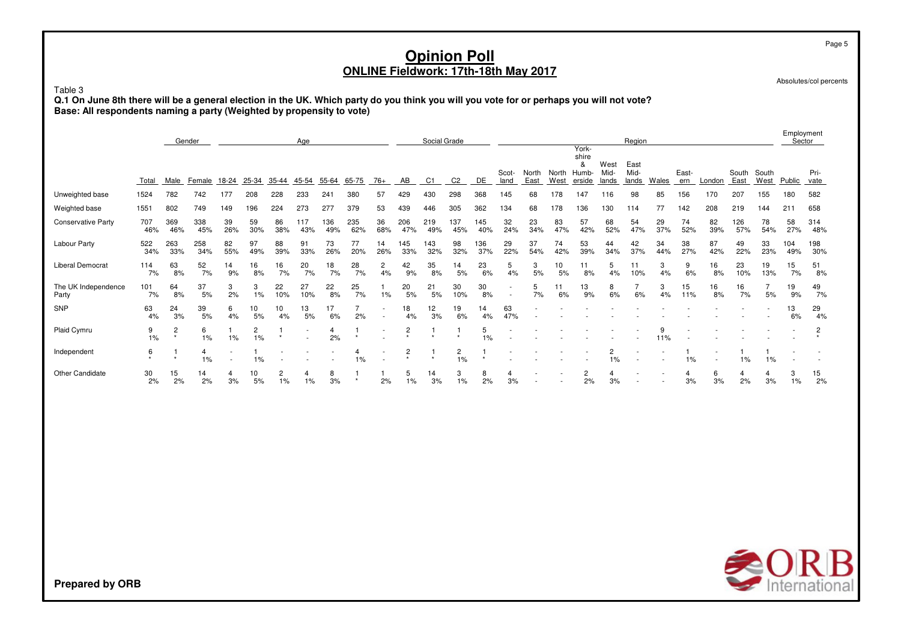# Opinion Poll

## ONLINE Fieldwork: 17th-18th May 2017

Absolutes/col percents

Table 3

**Q.1 On June 8th there will be a general election in the UK. Which party do you think you will vote for or perhaps you will not vote?**
**Base: All respondents naming a party (Weighted by propensity to vote)**

| | | Gender | | Age | | | | | | | Social Grade | | | | Region | | | | | | | | | | | | Employment Sector | |
|---|---|---|---|---|---|---|---|---|---|---|---|---|---|---|---|---|---|---|---|---|---|---|---|---|---|---|---|---|
| | Total | Male | Female | 18-24 | 25-34 | 35-44 | 45-54 | 55-64 | 65-75 | 76+ | AB | C1 | C2 | DE | Scotland | North East | North West | Yorkshire & Humberside | West Midlands | East Midlands | Wales | Eastern | London | South East | South West | Public | Private |
| Unweighted base | 1524 | 782 | 742 | 177 | 208 | 228 | 233 | 241 | 380 | 57 | 429 | 430 | 298 | 368 | 145 | 68 | 178 | 147 | 116 | 98 | 85 | 156 | 170 | 207 | 155 | 180 | 582 |
| Weighted base | 1551 | 802 | 749 | 149 | 196 | 224 | 273 | 277 | 379 | 53 | 439 | 446 | 305 | 362 | 134 | 68 | 178 | 136 | 130 | 114 | 77 | 142 | 208 | 219 | 144 | 211 | 658 |
| Conservative Party | 707 | 369 | 338 | 39 | 59 | 86 | 117 | 136 | 235 | 36 | 206 | 219 | 137 | 145 | 32 | 23 | 83 | 57 | 68 | 54 | 29 | 74 | 82 | 126 | 78 | 58 | 314 |
| | 46% | 46% | 45% | 26% | 30% | 38% | 43% | 49% | 62% | 68% | 47% | 49% | 45% | 40% | 24% | 34% | 47% | 42% | 52% | 47% | 37% | 52% | 39% | 57% | 54% | 27% | 48% |
| Labour Party | 522 | 263 | 258 | 82 | 97 | 88 | 91 | 73 | 77 | 14 | 145 | 143 | 98 | 136 | 29 | 37 | 74 | 53 | 44 | 42 | 34 | 38 | 87 | 49 | 33 | 104 | 198 |
| | 34% | 33% | 34% | 55% | 49% | 39% | 33% | 26% | 20% | 26% | 33% | 32% | 32% | 37% | 22% | 54% | 42% | 39% | 34% | 37% | 44% | 27% | 42% | 22% | 23% | 49% | 30% |
| Liberal Democrat | 114 | 63 | 52 | 14 | 16 | 16 | 20 | 18 | 28 | 2 | 42 | 35 | 14 | 23 | 5 | 3 | 10 | 11 | 5 | 11 | 3 | 9 | 16 | 23 | 19 | 15 | 51 |
| | 7% | 8% | 7% | 9% | 8% | 7% | 7% | 7% | 7% | 4% | 9% | 8% | 5% | 6% | 4% | 5% | 5% | 8% | 4% | 10% | 4% | 6% | 8% | 10% | 13% | 7% | 8% |
| The UK Independence Party | 101 | 64 | 37 | 3 | 3 | 22 | 27 | 22 | 25 | 1 | 20 | 21 | 30 | 30 | - | 5 | 11 | 13 | 8 | 7 | 3 | 15 | 16 | 16 | 7 | 19 | 49 |
| | 7% | 8% | 5% | 2% | 1% | 10% | 10% | 8% | 7% | 1% | 5% | 5% | 10% | 8% | - | 7% | 6% | 9% | 6% | 6% | 4% | 11% | 8% | 7% | 5% | 9% | 7% |
| SNP | 63 | 24 | 39 | 6 | 10 | 10 | 13 | 17 | 7 | - | 18 | 12 | 19 | 14 | 63 | - | - | - | - | - | - | - | - | - | - | 13 | 29 |
| | 4% | 3% | 5% | 4% | 5% | 4% | 5% | 6% | 2% | - | 4% | 3% | 6% | 4% | 47% | - | - | - | - | - | - | - | - | - | - | 6% | 4% |
| Plaid Cymru | 9 | 2 | 6 | 1 | 2 | 1 | - | 4 | 1 | - | 2 | 1 | 1 | 5 | - | - | - | - | - | - | 9 | - | - | - | - | - | 2 |
| | 1% | * | 1% | 1% | 1% | * | - | 2% | * | - | * | * | * | 1% | - | - | - | - | - | - | 11% | - | - | - | - | - | * |
| Independent | 6 | 1 | 4 | - | 1 | - | - | - | 4 | - | 2 | 1 | 2 | 1 | - | - | - | - | 2 | - | - | 1 | - | 1 | 1 | - | - |
| | * | * | 1% | - | 1% | - | - | - | 1% | - | * | * | 1% | * | - | - | - | - | 1% | - | - | 1% | - | 1% | 1% | - | - |
| Other Candidate | 30 | 15 | 14 | 4 | 10 | 2 | 4 | 8 | 1 | 1 | 5 | 14 | 3 | 8 | 4 | - | - | 2 | 4 | - | - | 4 | 6 | 4 | 4 | 3 | 15 |
| | 2% | 2% | 2% | 3% | 5% | 1% | 1% | 3% | * | 2% | 1% | 3% | 1% | 2% | 3% | - | - | 2% | 3% | - | - | 3% | 3% | 2% | 3% | 1% | 2% |

**Prepared by ORB**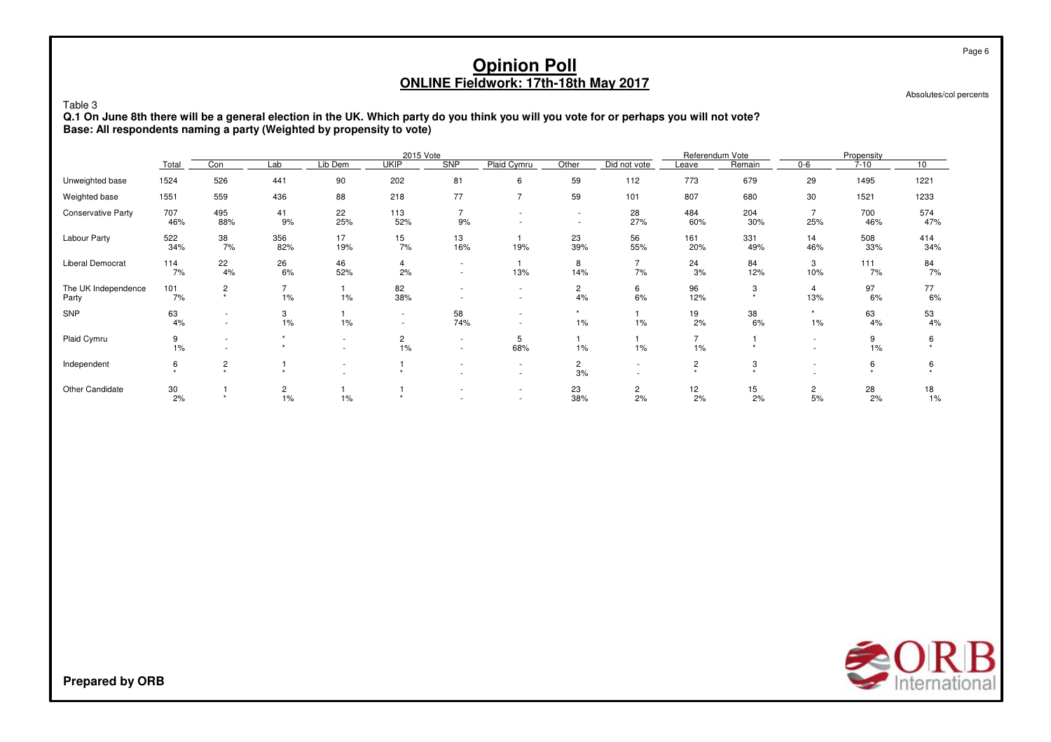# Opinion Poll

## ONLINE Fieldwork: 17th-18th May 2017

Absolutes/col percents

Table 3

**Q.1 On June 8th there will be a general election in the UK. Which party do you think you will you vote for or perhaps you will not vote?**
**Base: All respondents naming a party (Weighted by propensity to vote)**

| | Total | 2015 Vote | | | | | | | | Referendum Vote | | Propensity | | |
|---|---|---|---|---|---|---|---|---|---|---|---|---|---|---|
| | | Con | Lab | Lib Dem | UKIP | SNP | Plaid Cymru | Other | Did not vote | Leave | Remain | 0-6 | 7-10 | 10 |
| Unweighted base | 1524 | 526 | 441 | 90 | 202 | 81 | 6 | 59 | 112 | 773 | 679 | 29 | 1495 | 1221 |
| Weighted base | 1551 | 559 | 436 | 88 | 218 | 77 | 7 | 59 | 101 | 807 | 680 | 30 | 1521 | 1233 |
| Conservative Party | 707 | 495 | 41 | 22 | 113 | 7 | - | - | 28 | 484 | 204 | 7 | 700 | 574 |
| | 46% | 88% | 9% | 25% | 52% | 9% | - | - | 27% | 60% | 30% | 25% | 46% | 47% |
| Labour Party | 522 | 38 | 356 | 17 | 15 | 13 | 1 | 23 | 56 | 161 | 331 | 14 | 508 | 414 |
| | 34% | 7% | 82% | 19% | 7% | 16% | 19% | 39% | 55% | 20% | 49% | 46% | 33% | 34% |
| Liberal Democrat | 114 | 22 | 26 | 46 | 4 | - | 1 | 8 | 7 | 24 | 84 | 3 | 111 | 84 |
| | 7% | 4% | 6% | 52% | 2% | - | 13% | 14% | 7% | 3% | 12% | 10% | 7% | 7% |
| The UK Independence Party | 101 | 2 | 7 | 1 | 82 | - | - | 2 | 6 | 96 | 3 | 4 | 97 | 77 |
| | 7% | * | 1% | 1% | 38% | - | - | 4% | 6% | 12% | * | 13% | 6% | 6% |
| SNP | 63 | - | 3 | 1 | - | 58 | - | * | 1 | 19 | 38 | * | 63 | 53 |
| | 4% | - | 1% | 1% | - | 74% | - | 1% | 1% | 2% | 6% | 1% | 4% | 4% |
| Plaid Cymru | 9 | - | * | - | 2 | - | 5 | 1 | 1 | 7 | 1 | - | 9 | 6 |
| | 1% | - | * | - | 1% | - | 68% | 1% | 1% | 1% | * | - | 1% | * |
| Independent | 6 | 2 | 1 | - | 1 | - | - | 2 | - | 2 | 3 | - | 6 | 6 |
| | * | * | * | - | * | - | - | 3% | - | * | * | - | * | * |
| Other Candidate | 30 | 1 | 2 | 1 | 1 | - | - | 23 | 2 | 12 | 15 | 2 | 28 | 18 |
| | 2% | * | 1% | 1% | * | - | - | 38% | 2% | 2% | 2% | 5% | 2% | 1% |

**Prepared by ORB**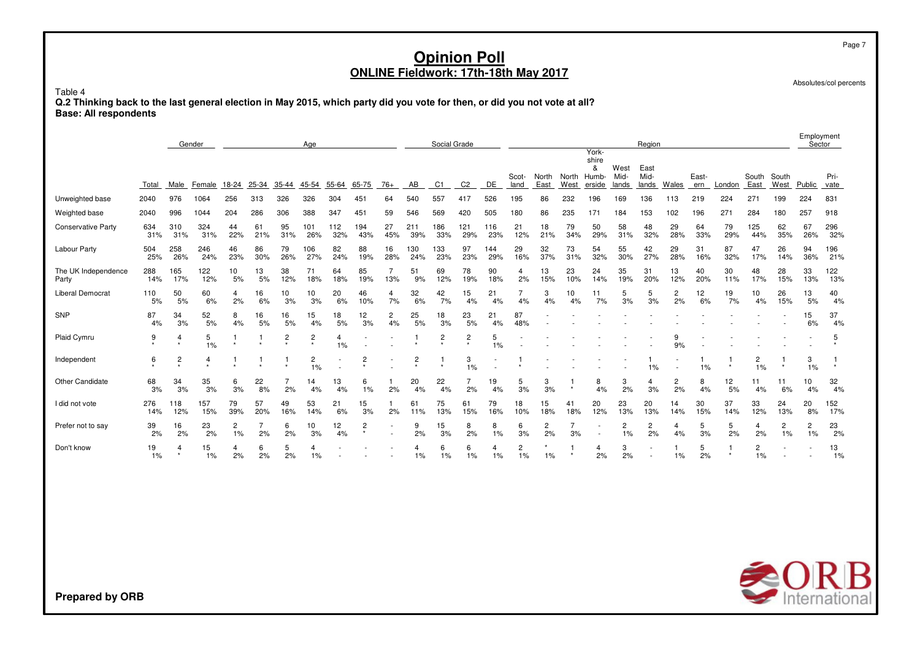# Opinion Poll
## ONLINE Fieldwork: 17th-18th May 2017

Absolutes/col percents

Table 4
**Q.2 Thinking back to the last general election in May 2015, which party did you vote for then, or did you not vote at all?**
**Base: All respondents**

| | | Gender | | Age | | | | | | | Social Grade | | | | Region | | | | | | | | | | | | Employment Sector | |
|---|---|---|---|---|---|---|---|---|---|---|---|---|---|---|---|---|---|---|---|---|---|---|---|---|---|---|---|---|
| | Total | Male | Female | 18-24 | 25-34 | 35-44 | 45-54 | 55-64 | 65-75 | 76+ | AB | C1 | C2 | DE | Scot-land | North East | North West | York-shire & Humb-erside | West Mid-lands | East Mid-lands | Wales | East-ern | London | South East | South West | Public | Pri-vate |
| Unweighted base | 2040 | 976 | 1064 | 256 | 313 | 326 | 326 | 304 | 451 | 64 | 540 | 557 | 417 | 526 | 195 | 86 | 232 | 196 | 169 | 136 | 113 | 219 | 224 | 271 | 199 | 224 | 831 |
| Weighted base | 2040 | 996 | 1044 | 204 | 286 | 306 | 388 | 347 | 451 | 59 | 546 | 569 | 420 | 505 | 180 | 86 | 235 | 171 | 184 | 153 | 102 | 196 | 271 | 284 | 180 | 257 | 918 |
| Conservative Party | 634 | 310 | 324 | 44 | 61 | 95 | 101 | 112 | 194 | 27 | 211 | 186 | 121 | 116 | 21 | 18 | 79 | 50 | 58 | 48 | 29 | 64 | 79 | 125 | 62 | 67 | 296 |
| | 31% | 31% | 31% | 22% | 21% | 31% | 26% | 32% | 43% | 45% | 39% | 33% | 29% | 23% | 12% | 21% | 34% | 29% | 31% | 32% | 28% | 33% | 29% | 44% | 35% | 26% | 32% |
| Labour Party | 504 | 258 | 246 | 46 | 86 | 79 | 106 | 82 | 88 | 16 | 130 | 133 | 97 | 144 | 29 | 32 | 73 | 54 | 55 | 42 | 29 | 31 | 87 | 47 | 26 | 94 | 196 |
| | 25% | 26% | 24% | 23% | 30% | 26% | 27% | 24% | 19% | 28% | 24% | 23% | 23% | 29% | 16% | 37% | 31% | 32% | 30% | 27% | 28% | 16% | 32% | 17% | 14% | 36% | 21% |
| The UK Independence Party | 288 | 165 | 122 | 10 | 13 | 38 | 71 | 64 | 85 | 7 | 51 | 69 | 78 | 90 | 4 | 13 | 23 | 24 | 35 | 31 | 13 | 40 | 30 | 48 | 28 | 33 | 122 |
| | 14% | 17% | 12% | 5% | 5% | 12% | 18% | 18% | 19% | 13% | 9% | 12% | 19% | 18% | 2% | 15% | 10% | 14% | 19% | 20% | 12% | 20% | 11% | 17% | 15% | 13% | 13% |
| Liberal Democrat | 110 | 50 | 60 | 4 | 16 | 10 | 10 | 20 | 46 | 4 | 32 | 42 | 15 | 21 | 7 | 3 | 10 | 11 | 5 | 5 | 2 | 12 | 19 | 10 | 26 | 13 | 40 |
| | 5% | 5% | 6% | 2% | 6% | 3% | 3% | 6% | 10% | 7% | 6% | 7% | 4% | 4% | 4% | 4% | 4% | 7% | 3% | 3% | 2% | 6% | 7% | 4% | 15% | 5% | 4% |
| SNP | 87 | 34 | 52 | 8 | 16 | 16 | 15 | 18 | 12 | 2 | 25 | 18 | 23 | 21 | 87 | - | - | - | - | - | - | - | - | - | - | 15 | 37 |
| | 4% | 3% | 5% | 4% | 5% | 5% | 4% | 5% | 3% | 4% | 5% | 3% | 5% | 4% | 48% | - | - | - | - | - | - | - | - | - | - | 6% | 4% |
| Plaid Cymru | 9 | 4 | 5 | 1 | 1 | 2 | 2 | 4 | - | - | 1 | 2 | 2 | 5 | - | - | - | - | - | - | 9 | - | - | - | - | - | 5 |
| | * | * | 1% | * | * | * | * | 1% | - | - | * | * | * | 1% | - | - | - | - | - | - | 9% | - | - | - | - | - | * |
| Independent | 6 | 2 | 4 | 1 | 1 | 1 | 2 | - | 2 | - | 2 | 1 | 3 | - | 1 | - | - | - | - | 1 | - | 1 | 1 | 2 | 1 | 3 | 1 |
| | * | * | * | * | * | * | 1% | - | * | - | * | * | 1% | - | * | - | - | - | - | 1% | - | 1% | * | 1% | * | 1% | * |
| Other Candidate | 68 | 34 | 35 | 6 | 22 | 7 | 14 | 13 | 6 | 1 | 20 | 22 | 7 | 19 | 5 | 3 | 1 | 8 | 3 | 4 | 2 | 8 | 12 | 11 | 11 | 10 | 32 |
| | 3% | 3% | 3% | 3% | 8% | 2% | 4% | 4% | 1% | 2% | 4% | 4% | 2% | 4% | 3% | 3% | * | 4% | 2% | 3% | 2% | 4% | 5% | 4% | 6% | 4% | 4% |
| I did not vote | 276 | 118 | 157 | 79 | 57 | 49 | 53 | 21 | 15 | 1 | 61 | 75 | 61 | 79 | 18 | 15 | 41 | 20 | 23 | 20 | 14 | 30 | 37 | 33 | 24 | 20 | 152 |
| | 14% | 12% | 15% | 39% | 20% | 16% | 14% | 6% | 3% | 2% | 11% | 13% | 15% | 16% | 10% | 18% | 18% | 12% | 13% | 13% | 14% | 15% | 14% | 12% | 13% | 8% | 17% |
| Prefer not to say | 39 | 16 | 23 | 2 | 7 | 6 | 10 | 12 | 2 | - | 9 | 15 | 8 | 8 | 6 | 2 | 7 | - | 2 | 2 | 4 | 5 | 5 | 4 | 2 | 2 | 23 |
| | 2% | 2% | 2% | 1% | 2% | 2% | 3% | 4% | * | - | 2% | 3% | 2% | 1% | 3% | 2% | 3% | - | 1% | 2% | 4% | 3% | 2% | 2% | 1% | 1% | 2% |
| Don't know | 19 | 4 | 15 | 4 | 6 | 5 | 4 | - | - | - | 4 | 6 | 6 | 4 | 2 | * | 1 | 4 | 3 | - | 1 | 5 | 1 | 2 | - | - | 13 |
| | 1% | * | 1% | 2% | 2% | 2% | 1% | - | - | - | 1% | 1% | 1% | 1% | 1% | 1% | * | 2% | 2% | - | 1% | 2% | * | 1% | - | - | 1% |

**Prepared by ORB**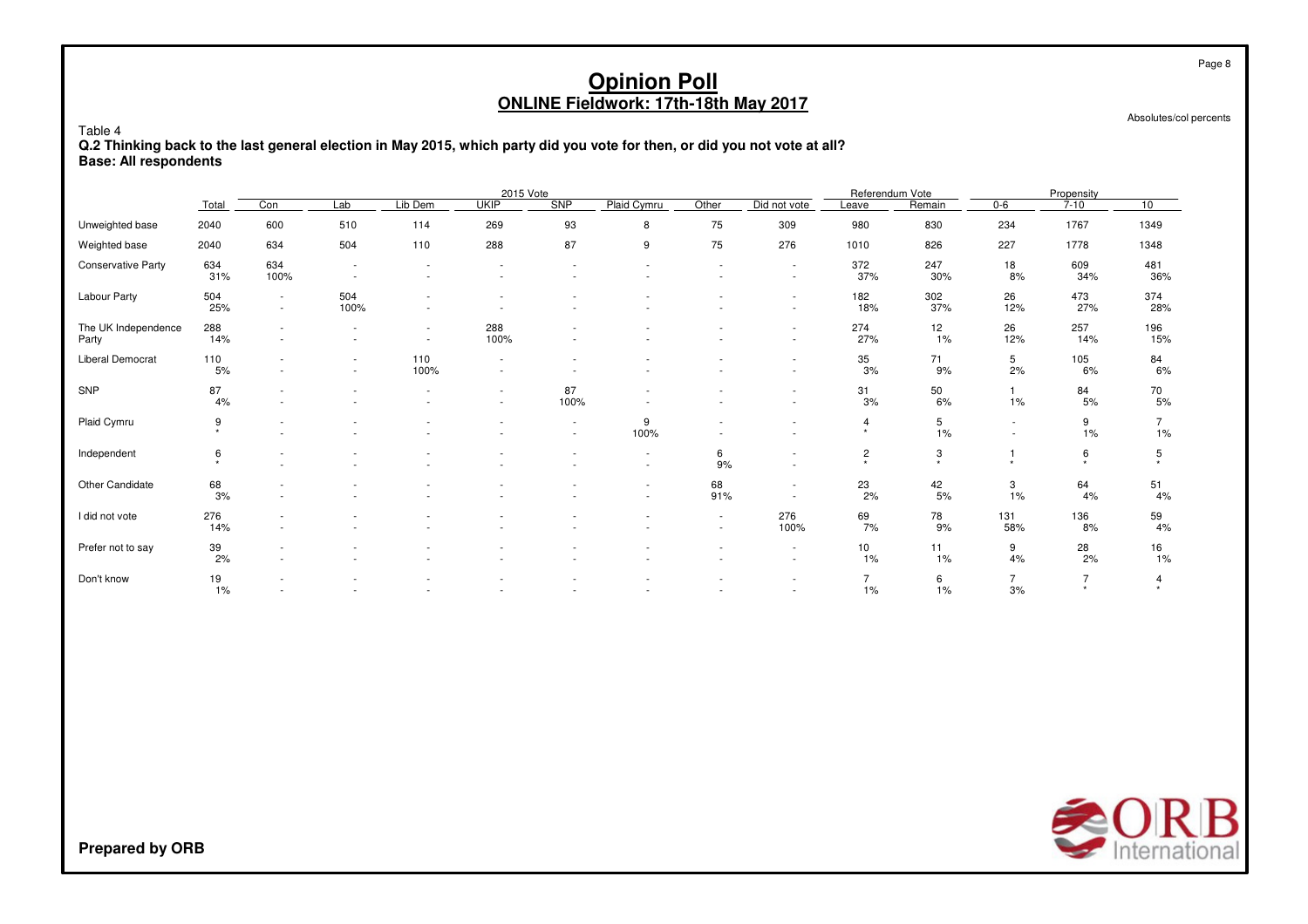# Opinion Poll

## ONLINE Fieldwork: 17th-18th May 2017

Absolutes/col percents

Table 4

**Q.2 Thinking back to the last general election in May 2015, which party did you vote for then, or did you not vote at all?**

**Base: All respondents**

| | Total | 2015 Vote | | | | | | | | Referendum Vote | | Propensity | | |
|---|---|---|---|---|---|---|---|---|---|---|---|---|---|---|
| | | Con | Lab | Lib Dem | UKIP | SNP | Plaid Cymru | Other | Did not vote | Leave | Remain | 0-6 | 7-10 | 10 |
| Unweighted base | 2040 | 600 | 510 | 114 | 269 | 93 | 8 | 75 | 309 | 980 | 830 | 234 | 1767 | 1349 |
| Weighted base | 2040 | 634 | 504 | 110 | 288 | 87 | 9 | 75 | 276 | 1010 | 826 | 227 | 1778 | 1348 |
| Conservative Party | 634 | 634 | - | - | - | - | - | - | - | 372 | 247 | 18 | 609 | 481 |
| | 31% | 100% | - | - | - | - | - | - | - | 37% | 30% | 8% | 34% | 36% |
| Labour Party | 504 | - | 504 | - | - | - | - | - | - | 182 | 302 | 26 | 473 | 374 |
| | 25% | - | 100% | - | - | - | - | - | - | 18% | 37% | 12% | 27% | 28% |
| The UK Independence Party | 288 | - | - | - | 288 | - | - | - | - | 274 | 12 | 26 | 257 | 196 |
| | 14% | - | - | - | 100% | - | - | - | - | 27% | 1% | 12% | 14% | 15% |
| Liberal Democrat | 110 | - | - | 110 | - | - | - | - | - | 35 | 71 | 5 | 105 | 84 |
| | 5% | - | - | 100% | - | - | - | - | - | 3% | 9% | 2% | 6% | 6% |
| SNP | 87 | - | - | - | - | 87 | - | - | - | 31 | 50 | 1 | 84 | 70 |
| | 4% | - | - | - | - | 100% | - | - | - | 3% | 6% | 1% | 5% | 5% |
| Plaid Cymru | 9 | - | - | - | - | - | 9 | - | - | 4 | 5 | - | 9 | 7 |
| | * | - | - | - | - | - | 100% | - | - | * | 1% | - | 1% | 1% |
| Independent | 6 | - | - | - | - | - | - | 6 | - | 2 | 3 | 1 | 6 | 5 |
| | * | - | - | - | - | - | - | 9% | - | * | * | * | * | * |
| Other Candidate | 68 | - | - | - | - | - | - | 68 | - | 23 | 42 | 3 | 64 | 51 |
| | 3% | - | - | - | - | - | - | 91% | - | 2% | 5% | 1% | 4% | 4% |
| I did not vote | 276 | - | - | - | - | - | - | - | 276 | 69 | 78 | 131 | 136 | 59 |
| | 14% | - | - | - | - | - | - | - | 100% | 7% | 9% | 58% | 8% | 4% |
| Prefer not to say | 39 | - | - | - | - | - | - | - | - | 10 | 11 | 9 | 28 | 16 |
| | 2% | - | - | - | - | - | - | - | - | 1% | 1% | 4% | 2% | 1% |
| Don't know | 19 | - | - | - | - | - | - | - | - | 7 | 6 | 7 | 7 | 4 |
| | 1% | - | - | - | - | - | - | - | - | 1% | 1% | 3% | * | * |

**Prepared by ORB**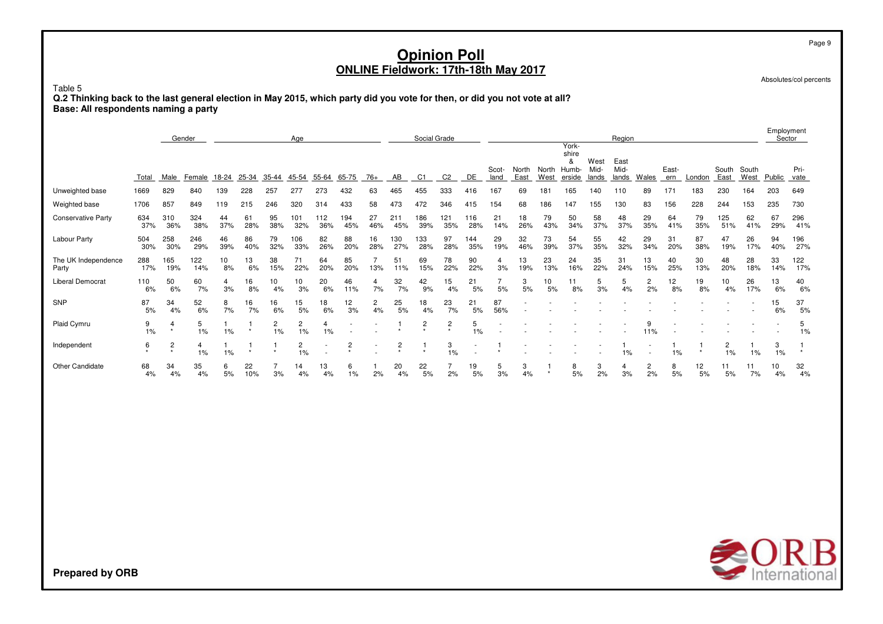# Opinion Poll

## ONLINE Fieldwork: 17th-18th May 2017

Absolutes/col percents

Table 5

**Q.2 Thinking back to the last general election in May 2015, which party did you vote for then, or did you not vote at all?**
**Base: All respondents naming a party**

| | | Gender | | Age | | | | | | | Social Grade | | | | Region | | | | | | | | | | | Employment Sector | |
|---|---|---|---|---|---|---|---|---|---|---|---|---|---|---|---|---|---|---|---|---|---|---|---|---|---|---|---|
| | Total | Male | Female | 18-24 | 25-34 | 35-44 | 45-54 | 55-64 | 65-75 | 76+ | AB | C1 | C2 | DE | Scotland | North East | North West | Yorkshire & Humberside | West Midlands | East Midlands | Wales | Eastern | London | South East | South West | Public | Private |
| Unweighted base | 1669 | 829 | 840 | 139 | 228 | 257 | 277 | 273 | 432 | 63 | 465 | 455 | 333 | 416 | 167 | 69 | 181 | 165 | 140 | 110 | 89 | 171 | 183 | 230 | 164 | 203 | 649 |
| Weighted base | 1706 | 857 | 849 | 119 | 215 | 246 | 320 | 314 | 433 | 58 | 473 | 472 | 346 | 415 | 154 | 68 | 186 | 147 | 155 | 130 | 83 | 156 | 228 | 244 | 153 | 235 | 730 |
| Conservative Party | 634 | 310 | 324 | 44 | 61 | 95 | 101 | 112 | 194 | 27 | 211 | 186 | 121 | 116 | 21 | 18 | 79 | 50 | 58 | 48 | 29 | 64 | 79 | 125 | 62 | 67 | 296 |
| | 37% | 36% | 38% | 37% | 28% | 38% | 32% | 36% | 45% | 46% | 45% | 39% | 35% | 28% | 14% | 26% | 43% | 34% | 37% | 37% | 35% | 41% | 35% | 51% | 41% | 29% | 41% |
| Labour Party | 504 | 258 | 246 | 46 | 86 | 79 | 106 | 82 | 88 | 16 | 130 | 133 | 97 | 144 | 29 | 32 | 73 | 54 | 55 | 42 | 29 | 31 | 87 | 47 | 26 | 94 | 196 |
| | 30% | 30% | 29% | 39% | 40% | 32% | 33% | 26% | 20% | 28% | 27% | 28% | 28% | 35% | 19% | 46% | 39% | 37% | 35% | 32% | 34% | 20% | 38% | 19% | 17% | 40% | 27% |
| The UK Independence Party | 288 | 165 | 122 | 10 | 13 | 38 | 71 | 64 | 85 | 7 | 51 | 69 | 78 | 90 | 4 | 13 | 23 | 24 | 35 | 31 | 13 | 40 | 30 | 48 | 28 | 33 | 122 |
| | 17% | 19% | 14% | 8% | 6% | 15% | 22% | 20% | 20% | 13% | 11% | 15% | 22% | 22% | 3% | 19% | 13% | 16% | 22% | 24% | 15% | 25% | 13% | 20% | 18% | 14% | 17% |
| Liberal Democrat | 110 | 50 | 60 | 4 | 16 | 10 | 10 | 20 | 46 | 4 | 32 | 42 | 15 | 21 | 7 | 3 | 10 | 11 | 5 | 5 | 2 | 12 | 19 | 10 | 26 | 13 | 40 |
| | 6% | 6% | 7% | 3% | 8% | 4% | 3% | 6% | 11% | 7% | 7% | 9% | 4% | 5% | 5% | 5% | 5% | 8% | 3% | 4% | 2% | 8% | 8% | 4% | 17% | 6% | 6% |
| SNP | 87 | 34 | 52 | 8 | 16 | 16 | 15 | 18 | 12 | 2 | 25 | 18 | 23 | 21 | 87 | - | - | - | - | - | - | - | - | - | - | 15 | 37 |
| | 5% | 4% | 6% | 7% | 7% | 6% | 5% | 6% | 3% | 4% | 5% | 4% | 7% | 5% | 56% | - | - | - | - | - | - | - | - | - | - | 6% | 5% |
| Plaid Cymru | 9 | 4 | 5 | 1 | 1 | 2 | 2 | 4 | - | - | 1 | 2 | 2 | 5 | - | - | - | - | - | - | 9 | - | - | - | - | - | 5 |
| | 1% | * | 1% | 1% | * | 1% | 1% | 1% | - | - | * | * | * | 1% | - | - | - | - | - | - | 11% | - | - | - | - | - | 1% |
| Independent | 6 | 2 | 4 | 1 | 1 | 1 | 2 | - | 2 | - | 2 | 1 | 3 | - | 1 | - | - | - | - | 1 | - | 1 | 1 | 2 | 1 | 3 | 1 |
| | * | * | 1% | 1% | * | * | 1% | - | * | - | * | * | 1% | - | * | - | - | - | - | 1% | - | 1% | * | 1% | 1% | 1% | * |
| Other Candidate | 68 | 34 | 35 | 6 | 22 | 7 | 14 | 13 | 6 | 1 | 20 | 22 | 7 | 19 | 5 | 3 | 1 | 8 | 3 | 4 | 2 | 8 | 12 | 11 | 11 | 10 | 32 |
| | 4% | 4% | 4% | 5% | 10% | 3% | 4% | 4% | 1% | 2% | 4% | 5% | 2% | 5% | 3% | 4% | * | 5% | 2% | 3% | 2% | 5% | 5% | 5% | 7% | 4% | 4% |

**Prepared by ORB**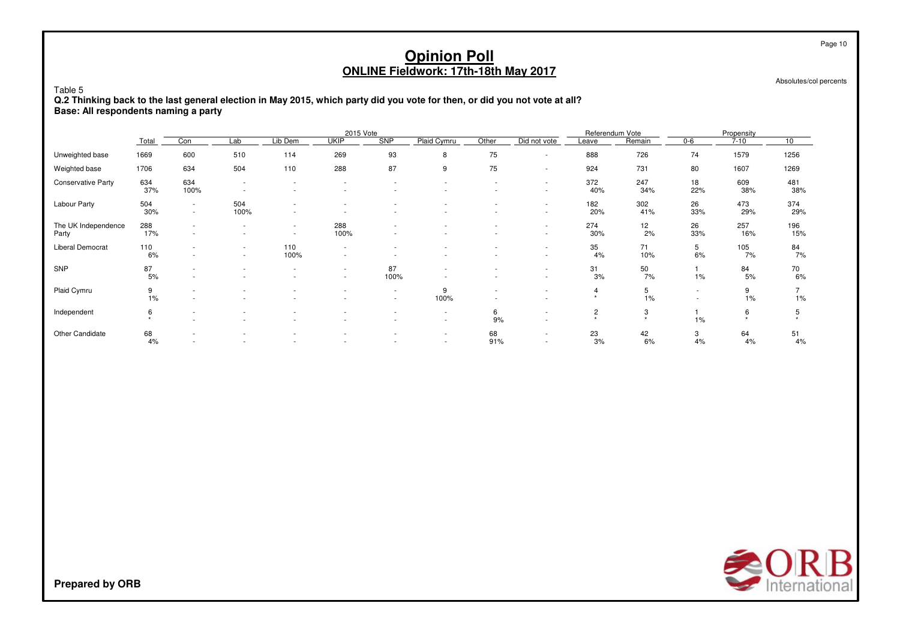# Opinion Poll

## ONLINE Fieldwork: 17th-18th May 2017

Absolutes/col percents

Table 5

**Q.2 Thinking back to the last general election in May 2015, which party did you vote for then, or did you not vote at all?**

**Base: All respondents naming a party**

| | Total | 2015 Vote | | | | | | | | Referendum Vote | | Propensity | | |
|---|---|---|---|---|---|---|---|---|---|---|---|---|---|---|
| | | Con | Lab | Lib Dem | UKIP | SNP | Plaid Cymru | Other | Did not vote | Leave | Remain | 0-6 | 7-10 | 10 |
| Unweighted base | 1669 | 600 | 510 | 114 | 269 | 93 | 8 | 75 | - | 888 | 726 | 74 | 1579 | 1256 |
| Weighted base | 1706 | 634 | 504 | 110 | 288 | 87 | 9 | 75 | - | 924 | 731 | 80 | 1607 | 1269 |
| Conservative Party | 634 | 634 | - | - | - | - | - | - | - | 372 | 247 | 18 | 609 | 481 |
| | 37% | 100% | - | - | - | - | - | - | - | 40% | 34% | 22% | 38% | 38% |
| Labour Party | 504 | - | 504 | - | - | - | - | - | - | 182 | 302 | 26 | 473 | 374 |
| | 30% | - | 100% | - | - | - | - | - | - | 20% | 41% | 33% | 29% | 29% |
| The UK Independence Party | 288 | - | - | - | 288 | - | - | - | - | 274 | 12 | 26 | 257 | 196 |
| | 17% | - | - | - | 100% | - | - | - | - | 30% | 2% | 33% | 16% | 15% |
| Liberal Democrat | 110 | - | - | 110 | - | - | - | - | - | 35 | 71 | 5 | 105 | 84 |
| | 6% | - | - | 100% | - | - | - | - | - | 4% | 10% | 6% | 7% | 7% |
| SNP | 87 | - | - | - | - | 87 | - | - | - | 31 | 50 | 1 | 84 | 70 |
| | 5% | - | - | - | - | 100% | - | - | - | 3% | 7% | 1% | 5% | 6% |
| Plaid Cymru | 9 | - | - | - | - | - | 9 | - | - | 4 | 5 | - | 9 | 7 |
| | 1% | - | - | - | - | - | 100% | - | - | * | 1% | - | 1% | 1% |
| Independent | 6 | - | - | - | - | - | - | 6 | - | 2 | 3 | 1 | 6 | 5 |
| | * | - | - | - | - | - | - | 9% | - | * | * | 1% | * | * |
| Other Candidate | 68 | - | - | - | - | - | - | 68 | - | 23 | 42 | 3 | 64 | 51 |
| | 4% | - | - | - | - | - | - | 91% | - | 3% | 6% | 4% | 4% | 4% |

**Prepared by ORB**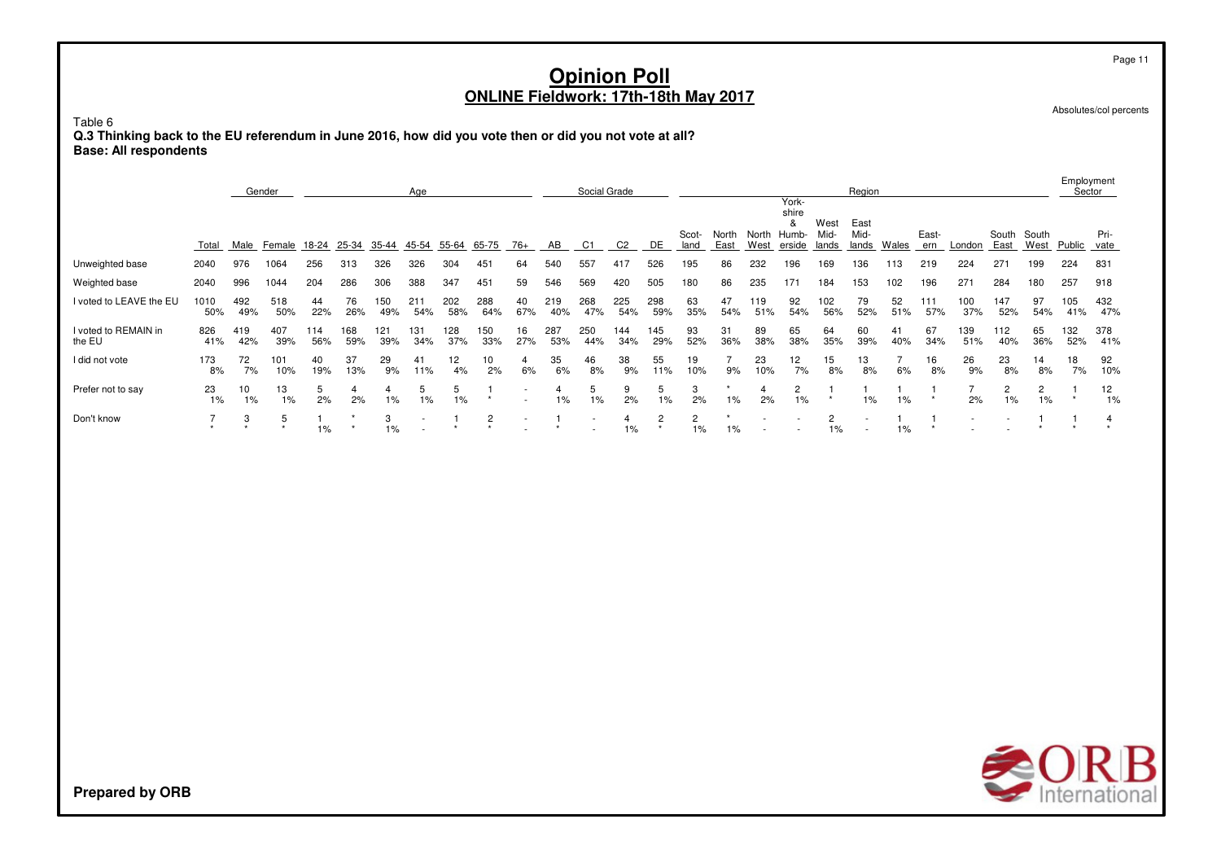# Opinion Poll

## ONLINE Fieldwork: 17th-18th May 2017

Absolutes/col percents

Table 6

**Q.3 Thinking back to the EU referendum in June 2016, how did you vote then or did you not vote at all?**
**Base: All respondents**

| | | Gender | | Age | | | | | | | Social Grade | | | | Region | | | | | | | | | | | Employment Sector | |
|---|---|---|---|---|---|---|---|---|---|---|---|---|---|---|---|---|---|---|---|---|---|---|---|---|---|---|---|
| | Total | Male | Female | 18-24 | 25-34 | 35-44 | 45-54 | 55-64 | 65-75 | 76+ | AB | C1 | C2 | DE | Scot-land | North East | North West | York-shire & Humb-erside | West Mid-lands | East Mid-lands | Wales | East-ern | London | South East | South West | Public | Pri-vate |
| Unweighted base | 2040 | 976 | 1064 | 256 | 313 | 326 | 326 | 304 | 451 | 64 | 540 | 557 | 417 | 526 | 195 | 86 | 232 | 196 | 169 | 136 | 113 | 219 | 224 | 271 | 199 | 224 | 831 |
| Weighted base | 2040 | 996 | 1044 | 204 | 286 | 306 | 388 | 347 | 451 | 59 | 546 | 569 | 420 | 505 | 180 | 86 | 235 | 171 | 184 | 153 | 102 | 196 | 271 | 284 | 180 | 257 | 918 |
| I voted to LEAVE the EU | 1010<br>50% | 492<br>49% | 518<br>50% | 44<br>22% | 76<br>26% | 150<br>49% | 211<br>54% | 202<br>58% | 288<br>64% | 40<br>67% | 219<br>40% | 268<br>47% | 225<br>54% | 298<br>59% | 63<br>35% | 47<br>54% | 119<br>51% | 92<br>54% | 102<br>56% | 79<br>52% | 52<br>51% | 111<br>57% | 100<br>37% | 147<br>52% | 97<br>54% | 105<br>41% | 432<br>47% |
| I voted to REMAIN in the EU | 826<br>41% | 419<br>42% | 407<br>39% | 114<br>56% | 168<br>59% | 121<br>39% | 131<br>34% | 128<br>37% | 150<br>33% | 16<br>27% | 287<br>53% | 250<br>44% | 144<br>34% | 145<br>29% | 93<br>52% | 31<br>36% | 89<br>38% | 65<br>38% | 64<br>35% | 60<br>39% | 41<br>40% | 67<br>34% | 139<br>51% | 112<br>40% | 65<br>36% | 132<br>52% | 378<br>41% |
| I did not vote | 173<br>8% | 72<br>7% | 101<br>10% | 40<br>19% | 37<br>13% | 29<br>9% | 41<br>11% | 12<br>4% | 10<br>2% | 4<br>6% | 35<br>6% | 46<br>8% | 38<br>9% | 55<br>11% | 19<br>10% | 7<br>9% | 23<br>10% | 12<br>7% | 15<br>8% | 13<br>8% | 7<br>6% | 16<br>8% | 26<br>9% | 23<br>8% | 14<br>8% | 18<br>7% | 92<br>10% |
| Prefer not to say | 23<br>1% | 10<br>1% | 13<br>1% | 5<br>2% | 4<br>2% | 4<br>1% | 5<br>1% | 5<br>1% | 1<br>* | -<br>- | 4<br>1% | 5<br>1% | 9<br>2% | 5<br>1% | 3<br>2% | *<br>1% | 4<br>2% | 2<br>1% | 1<br>* | 1<br>1% | 1<br>1% | 1<br>* | 7<br>2% | 2<br>1% | 2<br>1% | 1<br>* | 12<br>1% |
| Don't know | 7<br>* | 3<br>* | 5<br>* | 1<br>1% | *<br>* | 3<br>1% | -<br>- | 1<br>* | 2<br>* | -<br>- | 1<br>* | -<br>- | 4<br>1% | 2<br>* | 2<br>1% | *<br>1% | -<br>- | -<br>- | 2<br>1% | -<br>- | 1<br>1% | 1<br>* | -<br>- | -<br>- | 1<br>* | 1<br>* | 4<br>* |

**Prepared by ORB**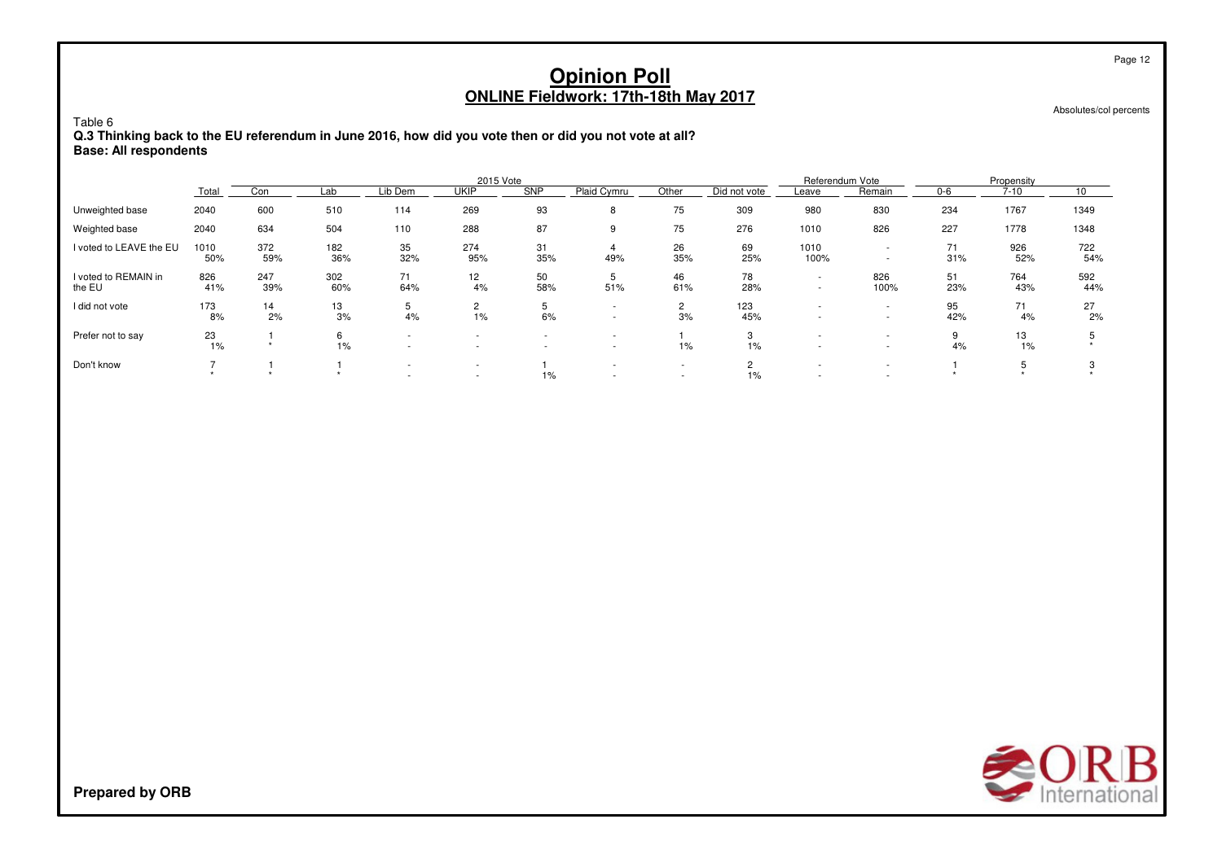# Opinion Poll
## ONLINE Fieldwork: 17th-18th May 2017

Absolutes/col percents

Table 6
**Q.3 Thinking back to the EU referendum in June 2016, how did you vote then or did you not vote at all?**
**Base: All respondents**

| | | 2015 Vote | | | | | | | | Referendum Vote | | Propensity | | |
|---|---|---|---|---|---|---|---|---|---|---|---|---|---|---|
| | Total | Con | Lab | Lib Dem | UKIP | SNP | Plaid Cymru | Other | Did not vote | Leave | Remain | 0-6 | 7-10 | 10 |
| Unweighted base | 2040 | 600 | 510 | 114 | 269 | 93 | 8 | 75 | 309 | 980 | 830 | 234 | 1767 | 1349 |
| Weighted base | 2040 | 634 | 504 | 110 | 288 | 87 | 9 | 75 | 276 | 1010 | 826 | 227 | 1778 | 1348 |
| I voted to LEAVE the EU | 1010 | 372 | 182 | 35 | 274 | 31 | 4 | 26 | 69 | 1010 | - | 71 | 926 | 722 |
| | 50% | 59% | 36% | 32% | 95% | 35% | 49% | 35% | 25% | 100% | - | 31% | 52% | 54% |
| I voted to REMAIN in the EU | 826 | 247 | 302 | 71 | 12 | 50 | 5 | 46 | 78 | - | 826 | 51 | 764 | 592 |
| | 41% | 39% | 60% | 64% | 4% | 58% | 51% | 61% | 28% | - | 100% | 23% | 43% | 44% |
| I did not vote | 173 | 14 | 13 | 5 | 2 | 5 | - | 2 | 123 | - | - | 95 | 71 | 27 |
| | 8% | 2% | 3% | 4% | 1% | 6% | - | 3% | 45% | - | - | 42% | 4% | 2% |
| Prefer not to say | 23 | 1 | 6 | - | - | - | - | 1 | 3 | - | - | 9 | 13 | 5 |
| | 1% | * | 1% | - | - | - | - | 1% | 1% | - | - | 4% | 1% | * |
| Don't know | 7 | 1 | 1 | - | - | 1 | - | - | 2 | - | - | 1 | 5 | 3 |
| | * | * | * | - | - | 1% | - | - | 1% | - | - | * | * | * |

**Prepared by ORB**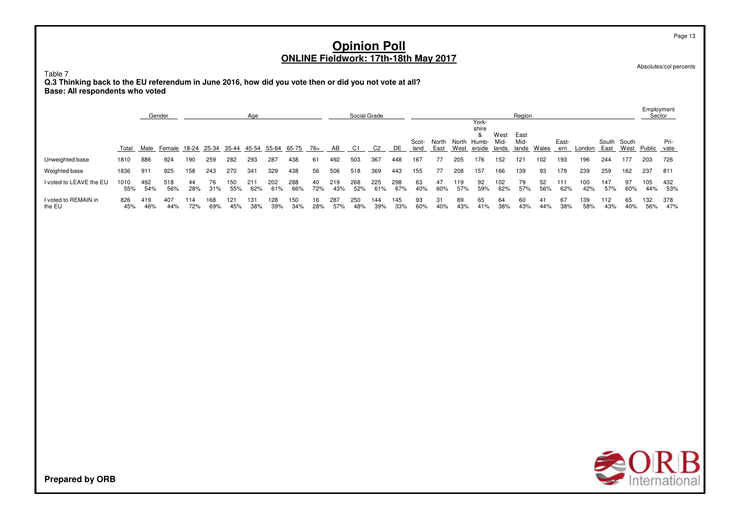# Opinion Poll

## ONLINE Fieldwork: 17th-18th May 2017

Absolutes/col percents

Table 7

**Q.3 Thinking back to the EU referendum in June 2016, how did you vote then or did you not vote at all?**
**Base: All respondents who voted**

| | | Gender | | Age | | | | | | | Social Grade | | | | Region | | | | | | | | | | | Employment Sector | |
|---|---|---|---|---|---|---|---|---|---|---|---|---|---|---|---|---|---|---|---|---|---|---|---|---|---|---|---|
| | Total | Male | Female | 18-24 | 25-34 | 35-44 | 45-54 | 55-64 | 65-75 | 76+ | AB | C1 | C2 | DE | Scotland | North East | North West | Yorkshire & Humberside | West Midlands | East Midlands | Wales | Eastern | London | South East | South West | Public | Private |
| Unweighted base | 1810 | 886 | 924 | 190 | 259 | 282 | 293 | 287 | 438 | 61 | 492 | 503 | 367 | 448 | 167 | 77 | 205 | 176 | 152 | 121 | 102 | 193 | 196 | 244 | 177 | 203 | 726 |
| Weighted base | 1836 | 911 | 925 | 158 | 243 | 270 | 341 | 329 | 438 | 56 | 506 | 518 | 369 | 443 | 155 | 77 | 208 | 157 | 166 | 139 | 93 | 179 | 239 | 259 | 162 | 237 | 811 |
| I voted to LEAVE the EU | 1010 | 492 | 518 | 44 | 76 | 150 | 211 | 202 | 288 | 40 | 219 | 268 | 225 | 298 | 63 | 47 | 119 | 92 | 102 | 79 | 52 | 111 | 100 | 147 | 97 | 105 | 432 |
| | 55% | 54% | 56% | 28% | 31% | 55% | 62% | 61% | 66% | 72% | 43% | 52% | 61% | 67% | 40% | 60% | 57% | 59% | 62% | 57% | 56% | 62% | 42% | 57% | 60% | 44% | 53% |
| I voted to REMAIN in the EU | 826 | 419 | 407 | 114 | 168 | 121 | 131 | 128 | 150 | 16 | 287 | 250 | 144 | 145 | 93 | 31 | 89 | 65 | 64 | 60 | 41 | 67 | 139 | 112 | 65 | 132 | 378 |
| | 45% | 46% | 44% | 72% | 69% | 45% | 38% | 39% | 34% | 28% | 57% | 48% | 39% | 33% | 60% | 40% | 43% | 41% | 38% | 43% | 44% | 38% | 58% | 43% | 40% | 56% | 47% |

**Prepared by ORB**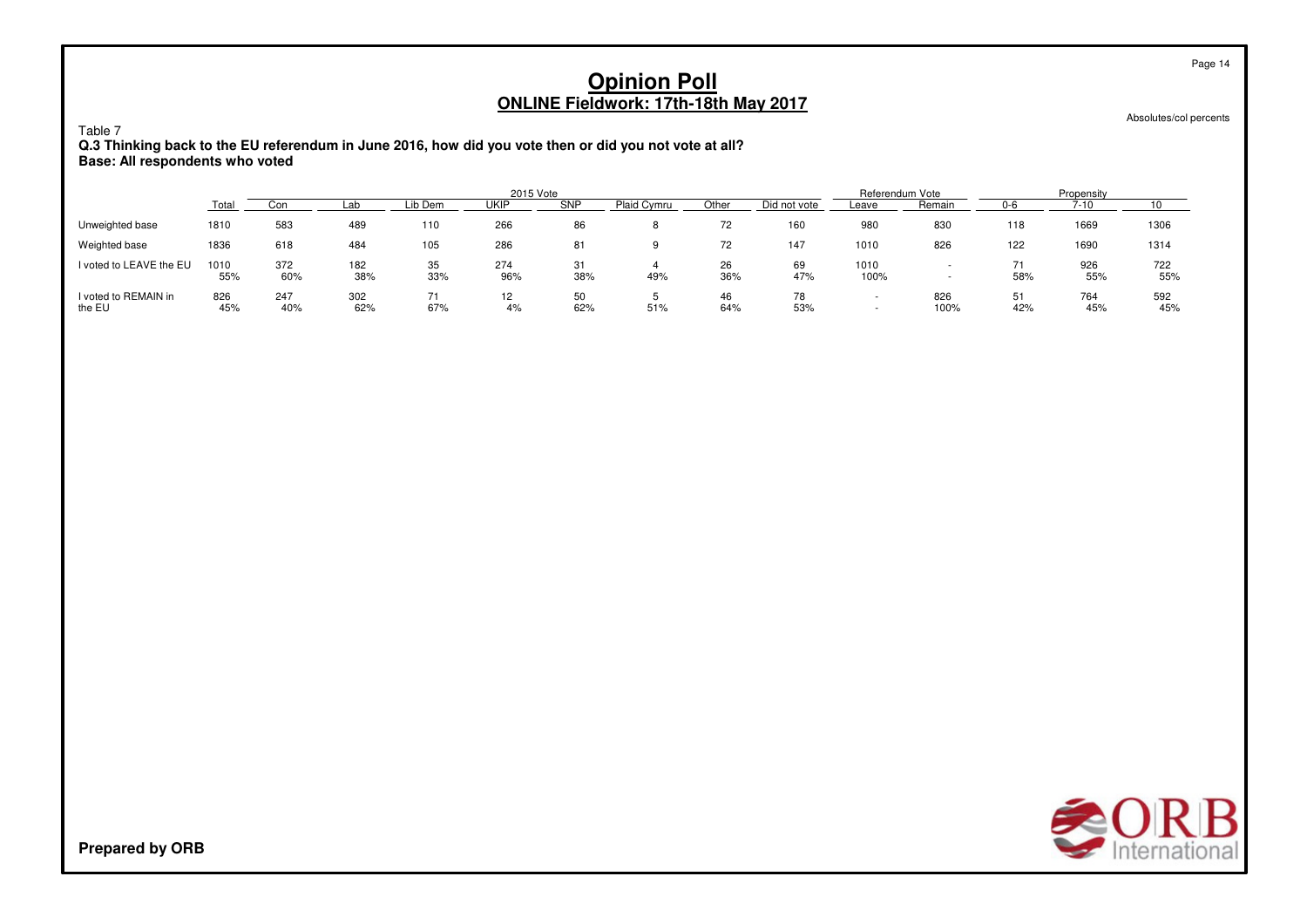# Opinion Poll

## ONLINE Fieldwork: 17th-18th May 2017

Absolutes/col percents

Table 7

**Q.3 Thinking back to the EU referendum in June 2016, how did you vote then or did you not vote at all?**

**Base: All respondents who voted**

| | | 2015 Vote | | | | | | | | Referendum Vote | | Propensity | | |
|---|---|---|---|---|---|---|---|---|---|---|---|---|---|---|
| | Total | Con | Lab | Lib Dem | UKIP | SNP | Plaid Cymru | Other | Did not vote | Leave | Remain | 0-6 | 7-10 | 10 |
| Unweighted base | 1810 | 583 | 489 | 110 | 266 | 86 | 8 | 72 | 160 | 980 | 830 | 118 | 1669 | 1306 |
| Weighted base | 1836 | 618 | 484 | 105 | 286 | 81 | 9 | 72 | 147 | 1010 | 826 | 122 | 1690 | 1314 |
| I voted to LEAVE the EU | 1010 | 372 | 182 | 35 | 274 | 31 | 4 | 26 | 69 | 1010 | - | 71 | 926 | 722 |
| | 55% | 60% | 38% | 33% | 96% | 38% | 49% | 36% | 47% | 100% | - | 58% | 55% | 55% |
| I voted to REMAIN in the EU | 826 | 247 | 302 | 71 | 12 | 50 | 5 | 46 | 78 | - | 826 | 51 | 764 | 592 |
| | 45% | 40% | 62% | 67% | 4% | 62% | 51% | 64% | 53% | - | 100% | 42% | 45% | 45% |

**Prepared by ORB**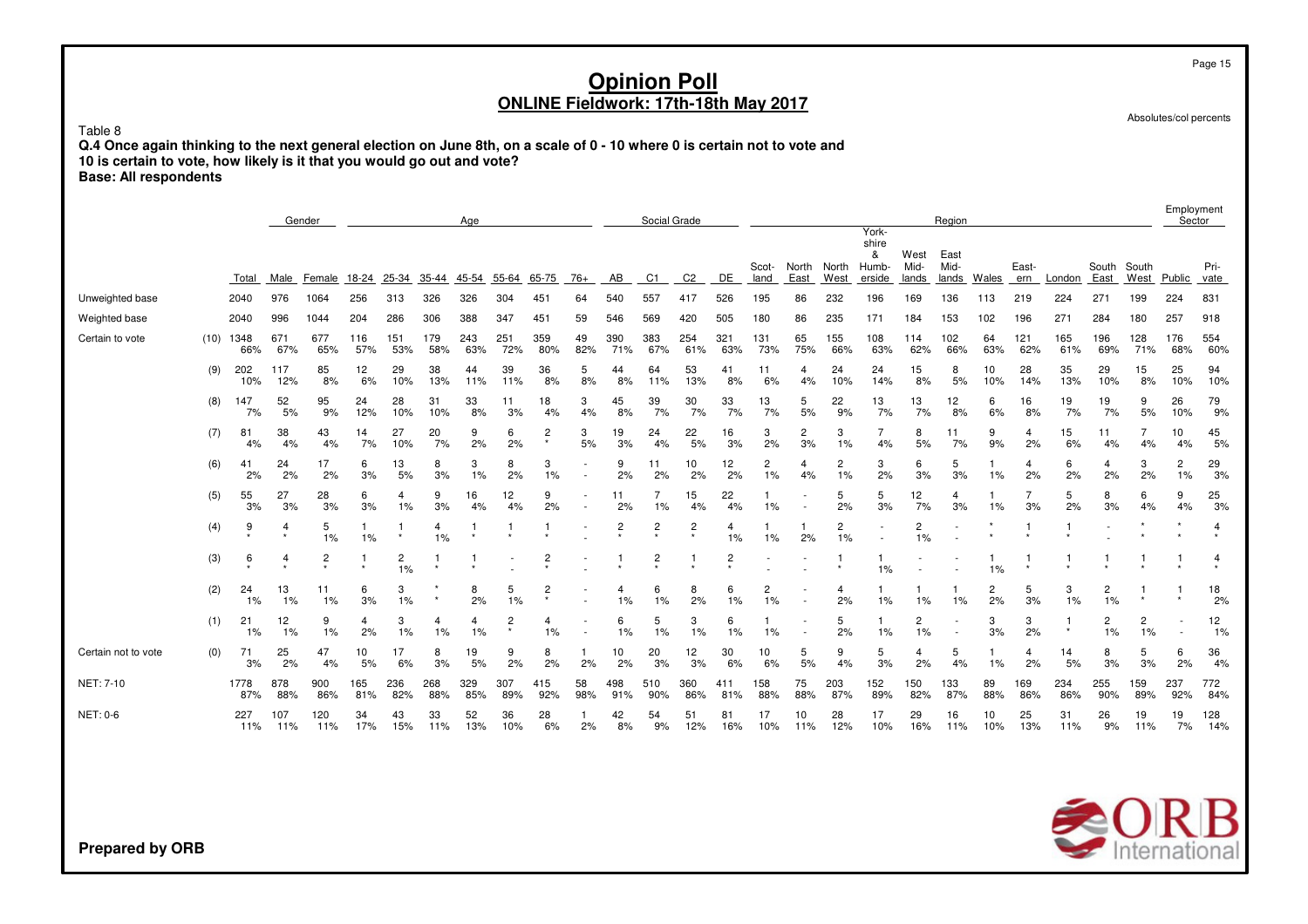# Opinion Poll
## ONLINE Fieldwork: 17th-18th May 2017

Absolutes/col percents

Table 8

**Q.4 Once again thinking to the next general election on June 8th, on a scale of 0 - 10 where 0 is certain not to vote and 10 is certain to vote, how likely is it that you would go out and vote?**

**Base: All respondents**

| | | | Gender | | Age | | | | | | | Social Grade | | | | Region | | | | | | | | | | | Employment Sector | |
|---|---|---|---|---|---|---|---|---|---|---|---|---|---|---|---|---|---|---|---|---|---|---|---|---|---|---|---|---|
| | | Total | Male | Female | 18-24 | 25-34 | 35-44 | 45-54 | 55-64 | 65-75 | 76+ | AB | C1 | C2 | DE | Scot-land | North East | North West | York-shire & Humb-erside | West Mid-lands | East Mid-lands | Wales | East-ern | London | South East | South West | Public | Pri-vate |
| Unweighted base | | 2040 | 976 | 1064 | 256 | 313 | 326 | 326 | 304 | 451 | 64 | 540 | 557 | 417 | 526 | 195 | 86 | 232 | 196 | 169 | 136 | 113 | 219 | 224 | 271 | 199 | 224 | 831 |
| Weighted base | | 2040 | 996 | 1044 | 204 | 286 | 306 | 388 | 347 | 451 | 59 | 546 | 569 | 420 | 505 | 180 | 86 | 235 | 171 | 184 | 153 | 102 | 196 | 271 | 284 | 180 | 257 | 918 |
| Certain to vote | (10) | 1348 | 671 | 677 | 116 | 151 | 179 | 243 | 251 | 359 | 49 | 390 | 383 | 254 | 321 | 131 | 65 | 155 | 108 | 114 | 102 | 64 | 121 | 165 | 196 | 128 | 176 | 554 |
| | | 66% | 67% | 65% | 57% | 53% | 58% | 63% | 72% | 80% | 82% | 71% | 67% | 61% | 63% | 73% | 75% | 66% | 63% | 62% | 66% | 63% | 62% | 61% | 69% | 71% | 68% | 60% |
| | (9) | 202 | 117 | 85 | 12 | 29 | 38 | 44 | 39 | 36 | 5 | 44 | 64 | 53 | 41 | 11 | 4 | 24 | 24 | 15 | 8 | 10 | 28 | 35 | 29 | 15 | 25 | 94 |
| | | 10% | 12% | 8% | 6% | 10% | 13% | 11% | 11% | 8% | 8% | 8% | 11% | 13% | 8% | 6% | 4% | 10% | 14% | 8% | 5% | 10% | 14% | 13% | 10% | 8% | 10% | 10% |
| | (8) | 147 | 52 | 95 | 24 | 28 | 31 | 33 | 11 | 18 | 3 | 45 | 39 | 30 | 33 | 13 | 5 | 22 | 13 | 13 | 12 | 6 | 16 | 19 | 19 | 9 | 26 | 79 |
| | | 7% | 5% | 9% | 12% | 10% | 10% | 8% | 3% | 4% | 4% | 8% | 7% | 7% | 7% | 7% | 5% | 9% | 7% | 7% | 8% | 6% | 8% | 7% | 7% | 5% | 10% | 9% |
| | (7) | 81 | 38 | 43 | 14 | 27 | 20 | 9 | 6 | 2 | 3 | 19 | 24 | 22 | 16 | 3 | 2 | 3 | 7 | 8 | 11 | 9 | 4 | 15 | 11 | 7 | 10 | 45 |
| | | 4% | 4% | 4% | 7% | 10% | 7% | 2% | 2% | * | 5% | 3% | 4% | 5% | 3% | 2% | 3% | 1% | 4% | 5% | 7% | 9% | 2% | 6% | 4% | 4% | 4% | 5% |
| | (6) | 41 | 24 | 17 | 6 | 13 | 8 | 3 | 8 | 3 | - | 9 | 11 | 10 | 12 | 2 | 4 | 2 | 3 | 6 | 5 | 1 | 4 | 6 | 4 | 3 | 2 | 29 |
| | | 2% | 2% | 2% | 3% | 5% | 3% | 1% | 2% | 1% | - | 2% | 2% | 2% | 2% | 1% | 4% | 1% | 2% | 3% | 3% | 1% | 2% | 2% | 2% | 2% | 1% | 3% |
| | (5) | 55 | 27 | 28 | 6 | 4 | 9 | 16 | 12 | 9 | - | 11 | 7 | 15 | 22 | 1 | - | 5 | 5 | 12 | 4 | 1 | 7 | 5 | 8 | 6 | 9 | 25 |
| | | 3% | 3% | 3% | 3% | 1% | 3% | 4% | 4% | 2% | - | 2% | 1% | 4% | 4% | 1% | - | 2% | 3% | 7% | 3% | 1% | 3% | 2% | 3% | 4% | 4% | 3% |
| | (4) | 9 | 4 | 5 | 1 | 1 | 4 | 1 | 1 | 1 | - | 2 | 2 | 2 | 4 | 1 | 1 | 2 | - | 2 | - | * | 1 | 1 | - | * | * | 4 |
| | | * | * | 1% | 1% | * | 1% | * | * | * | - | * | * | * | 1% | 1% | 2% | 1% | - | 1% | - | * | * | * | - | * | * | * |
| | (3) | 6 | 4 | 2 | 1 | 2 | 1 | 1 | - | 2 | - | 1 | 2 | 1 | 2 | - | - | 1 | 1 | - | - | 1 | 1 | 1 | 1 | 1 | 1 | 4 |
| | | * | * | * | * | 1% | * | * | - | * | - | * | * | * | * | - | - | * | 1% | - | - | 1% | * | * | * | * | * | * |
| | (2) | 24 | 13 | 11 | 6 | 3 | * | 8 | 5 | 2 | - | 4 | 6 | 8 | 6 | 2 | - | 4 | 1 | 1 | 1 | 2 | 5 | 3 | 2 | 1 | 1 | 18 |
| | | 1% | 1% | 1% | 3% | 1% | * | 2% | 1% | * | - | 1% | 1% | 2% | 1% | 1% | - | 2% | 1% | 1% | 1% | 2% | 3% | 1% | 1% | * | * | 2% |
| | (1) | 21 | 12 | 9 | 4 | 3 | 4 | 4 | 2 | 4 | - | 6 | 5 | 3 | 6 | 1 | - | 5 | 1 | 2 | - | 3 | 3 | 1 | 2 | 2 | - | 12 |
| | | 1% | 1% | 1% | 2% | 1% | 1% | 1% | * | 1% | - | 1% | 1% | 1% | 1% | 1% | - | 2% | 1% | 1% | - | 3% | 2% | * | 1% | 1% | - | 1% |
| Certain not to vote | (0) | 71 | 25 | 47 | 10 | 17 | 8 | 19 | 9 | 8 | 1 | 10 | 20 | 12 | 30 | 10 | 5 | 9 | 5 | 4 | 5 | 1 | 4 | 14 | 8 | 5 | 6 | 36 |
| | | 3% | 2% | 4% | 5% | 6% | 3% | 5% | 2% | 2% | 2% | 2% | 3% | 3% | 6% | 6% | 5% | 4% | 3% | 2% | 4% | 1% | 2% | 5% | 3% | 3% | 2% | 4% |
| NET: 7-10 | | 1778 | 878 | 900 | 165 | 236 | 268 | 329 | 307 | 415 | 58 | 498 | 510 | 360 | 411 | 158 | 75 | 203 | 152 | 150 | 133 | 89 | 169 | 234 | 255 | 159 | 237 | 772 |
| | | 87% | 88% | 86% | 81% | 82% | 88% | 85% | 89% | 92% | 98% | 91% | 90% | 86% | 81% | 88% | 88% | 87% | 89% | 82% | 87% | 88% | 86% | 86% | 90% | 89% | 92% | 84% |
| NET: 0-6 | | 227 | 107 | 120 | 34 | 43 | 33 | 52 | 36 | 28 | 1 | 42 | 54 | 51 | 81 | 17 | 10 | 28 | 17 | 29 | 16 | 10 | 25 | 31 | 26 | 19 | 19 | 128 |
| | | 11% | 11% | 11% | 17% | 15% | 11% | 13% | 10% | 6% | 2% | 8% | 9% | 12% | 16% | 10% | 11% | 12% | 10% | 16% | 11% | 10% | 13% | 11% | 9% | 11% | 7% | 14% |

**Prepared by ORB**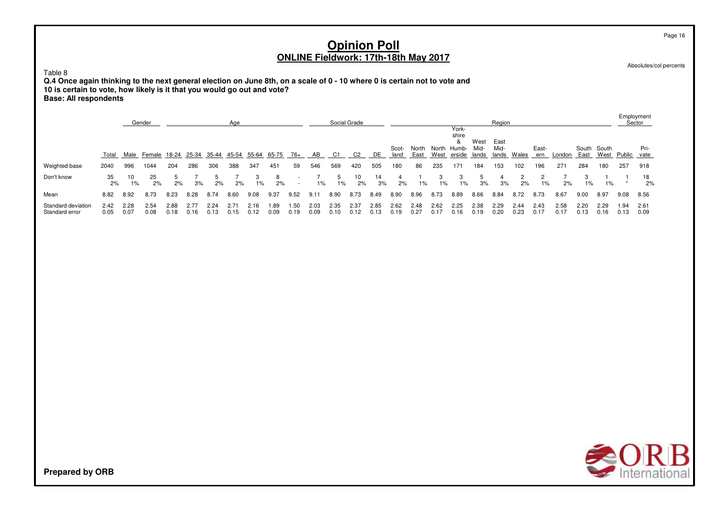# Opinion Poll

## ONLINE Fieldwork: 17th-18th May 2017

Absolutes/col percents

Table 8

**Q.4 Once again thinking to the next general election on June 8th, on a scale of 0 - 10 where 0 is certain not to vote and 10 is certain to vote, how likely is it that you would go out and vote?**

**Base: All respondents**

| | | Gender | | Age | | | | | | | Social Grade | | | | Region | | | | | | | | | | | | Employment Sector | |
|---|---|---|---|---|---|---|---|---|---|---|---|---|---|---|---|---|---|---|---|---|---|---|---|---|---|---|---|---|
| | Total | Male | Female | 18-24 | 25-34 | 35-44 | 45-54 | 55-64 | 65-75 | 76+ | AB | C1 | C2 | DE | Scot-land | North East | North West | York-shire & Humb-erside | West Mid-lands | East Mid-lands | Wales | East-ern | London | South East | South West | Public | Pri-vate |
| Weighted base | 2040 | 996 | 1044 | 204 | 286 | 306 | 388 | 347 | 451 | 59 | 546 | 569 | 420 | 505 | 180 | 86 | 235 | 171 | 184 | 153 | 102 | 196 | 271 | 284 | 180 | 257 | 918 |
| Don't know | 35 | 10 | 25 | 5 | 7 | 5 | 7 | 3 | 8 | - | 7 | 5 | 10 | 14 | 4 | 1 | 3 | 3 | 5 | 4 | 2 | 2 | 7 | 3 | 1 | 1 | 18 |
| | 2% | 1% | 2% | 2% | 3% | 2% | 2% | 1% | 2% | - | 1% | 1% | 2% | 3% | 2% | 1% | 1% | 1% | 3% | 3% | 2% | 1% | 2% | 1% | 1% | * | 2% |
| Mean | 8.82 | 8.92 | 8.73 | 8.23 | 8.28 | 8.74 | 8.60 | 9.08 | 9.37 | 9.52 | 9.11 | 8.90 | 8.73 | 8.49 | 8.90 | 8.96 | 8.73 | 8.89 | 8.66 | 8.84 | 8.72 | 8.73 | 8.67 | 9.00 | 8.97 | 9.08 | 8.56 |
| Standard deviation | 2.42 | 2.28 | 2.54 | 2.88 | 2.77 | 2.24 | 2.71 | 2.16 | 1.89 | 1.50 | 2.03 | 2.35 | 2.37 | 2.85 | 2.62 | 2.48 | 2.62 | 2.25 | 2.38 | 2.29 | 2.44 | 2.43 | 2.58 | 2.20 | 2.29 | 1.94 | 2.61 |
| Standard error | 0.05 | 0.07 | 0.08 | 0.18 | 0.16 | 0.13 | 0.15 | 0.12 | 0.09 | 0.19 | 0.09 | 0.10 | 0.12 | 0.13 | 0.19 | 0.27 | 0.17 | 0.16 | 0.19 | 0.20 | 0.23 | 0.17 | 0.17 | 0.13 | 0.16 | 0.13 | 0.09 |

**Prepared by ORB**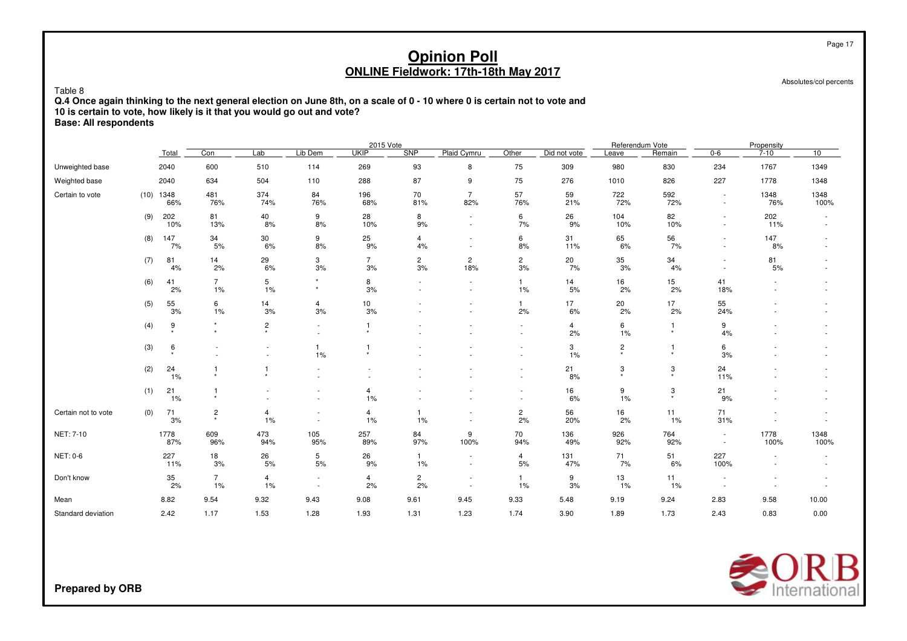# Opinion Poll

## ONLINE Fieldwork: 17th-18th May 2017

Absolutes/col percents

Table 8

**Q.4 Once again thinking to the next general election on June 8th, on a scale of 0 - 10 where 0 is certain not to vote and 10 is certain to vote, how likely is it that you would go out and vote?**

**Base: All respondents**

| | | Total | 2015 Vote | | | | | | | | | Referendum Vote | | Propensity | | |
|---|---|---|---|---|---|---|---|---|---|---|---|---|---|---|---|---|
| | | | Con | Lab | Lib Dem | UKIP | SNP | Plaid Cymru | Other | Did not vote | | Leave | Remain | 0-6 | 7-10 | 10 |
| Unweighted base | | 2040 | 600 | 510 | 114 | 269 | 93 | 8 | 75 | 309 | | 980 | 830 | 234 | 1767 | 1349 |
| Weighted base | | 2040 | 634 | 504 | 110 | 288 | 87 | 9 | 75 | 276 | | 1010 | 826 | 227 | 1778 | 1348 |
| Certain to vote | (10) | 1348 | 481 | 374 | 84 | 196 | 70 | 7 | 57 | 59 | | 722 | 592 | - | 1348 | 1348 |
| | | 66% | 76% | 74% | 76% | 68% | 81% | 82% | 76% | 21% | | 72% | 72% | - | 76% | 100% |
| | (9) | 202 | 81 | 40 | 9 | 28 | 8 | - | 6 | 26 | | 104 | 82 | - | 202 | - |
| | | 10% | 13% | 8% | 8% | 10% | 9% | - | 7% | 9% | | 10% | 10% | - | 11% | - |
| | (8) | 147 | 34 | 30 | 9 | 25 | 4 | - | 6 | 31 | | 65 | 56 | - | 147 | - |
| | | 7% | 5% | 6% | 8% | 9% | 4% | - | 8% | 11% | | 6% | 7% | - | 8% | - |
| | (7) | 81 | 14 | 29 | 3 | 7 | 2 | 2 | 2 | 20 | | 35 | 34 | - | 81 | - |
| | | 4% | 2% | 6% | 3% | 3% | 3% | 18% | 3% | 7% | | 3% | 4% | - | 5% | - |
| | (6) | 41 | 7 | 5 | * | 8 | - | - | 1 | 14 | | 16 | 15 | 41 | - | - |
| | | 2% | 1% | 1% | * | 3% | - | - | 1% | 5% | | 2% | 2% | 18% | - | - |
| | (5) | 55 | 6 | 14 | 4 | 10 | - | - | 1 | 17 | | 20 | 17 | 55 | - | - |
| | | 3% | 1% | 3% | 3% | 3% | - | - | 2% | 6% | | 2% | 2% | 24% | - | - |
| | (4) | 9 | * | 2 | - | 1 | - | - | - | 4 | | 6 | 1 | 9 | - | - |
| | | * | * | * | - | * | - | - | - | 2% | | 1% | * | 4% | - | - |
| | (3) | 6 | - | - | 1 | 1 | - | - | - | 3 | | 2 | 1 | 6 | - | - |
| | | * | - | - | 1% | * | - | - | - | 1% | | * | * | 3% | - | - |
| | (2) | 24 | 1 | 1 | - | - | - | - | - | 21 | | 3 | 3 | 24 | - | - |
| | | 1% | * | * | - | - | - | - | - | 8% | | * | * | 11% | - | - |
| | (1) | 21 | 1 | - | - | 4 | - | - | - | 16 | | 9 | 3 | 21 | - | - |
| | | 1% | * | - | - | 1% | - | - | - | 6% | | 1% | * | 9% | - | - |
| Certain not to vote | (0) | 71 | 2 | 4 | - | 4 | 1 | - | 2 | 56 | | 16 | 11 | 71 | - | - |
| | | 3% | * | 1% | - | 1% | 1% | - | 2% | 20% | | 2% | 1% | 31% | - | - |
| NET: 7-10 | | 1778 | 609 | 473 | 105 | 257 | 84 | 9 | 70 | 136 | | 926 | 764 | - | 1778 | 1348 |
| | | 87% | 96% | 94% | 95% | 89% | 97% | 100% | 94% | 49% | | 92% | 92% | - | 100% | 100% |
| NET: 0-6 | | 227 | 18 | 26 | 5 | 26 | 1 | - | 4 | 131 | | 71 | 51 | 227 | - | - |
| | | 11% | 3% | 5% | 5% | 9% | 1% | - | 5% | 47% | | 7% | 6% | 100% | - | - |
| Don't know | | 35 | 7 | 4 | - | 4 | 2 | - | 1 | 9 | | 13 | 11 | - | - | - |
| | | 2% | 1% | 1% | - | 2% | 2% | - | 1% | 3% | | 1% | 1% | - | - | - |
| Mean | | 8.82 | 9.54 | 9.32 | 9.43 | 9.08 | 9.61 | 9.45 | 9.33 | 5.48 | | 9.19 | 9.24 | 2.83 | 9.58 | 10.00 |
| Standard deviation | | 2.42 | 1.17 | 1.53 | 1.28 | 1.93 | 1.31 | 1.23 | 1.74 | 3.90 | | 1.89 | 1.73 | 2.43 | 0.83 | 0.00 |

**Prepared by ORB**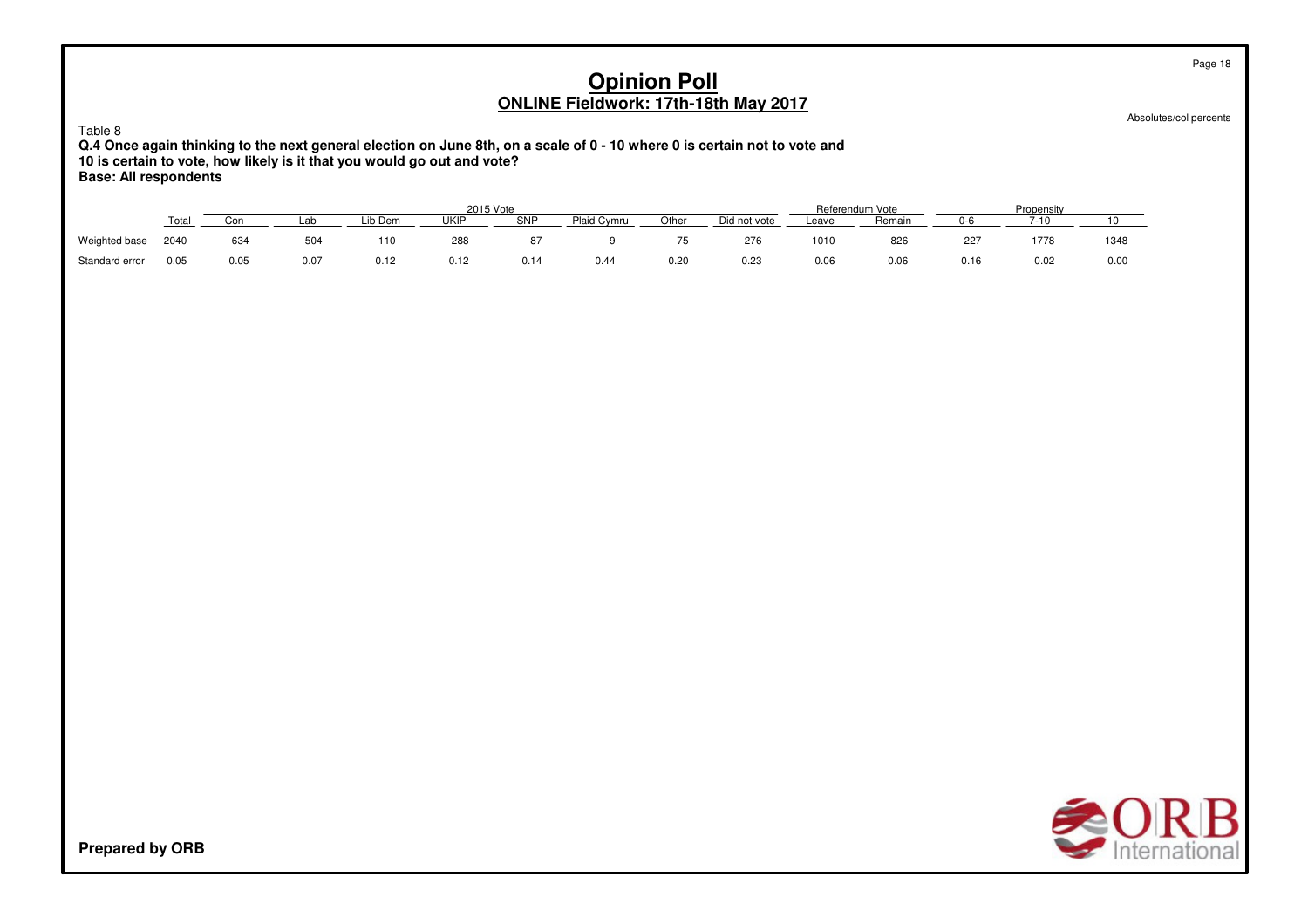# Opinion Poll

## ONLINE Fieldwork: 17th-18th May 2017

Absolutes/col percents

Table 8

**Q.4 Once again thinking to the next general election on June 8th, on a scale of 0 - 10 where 0 is certain not to vote and 10 is certain to vote, how likely is it that you would go out and vote?**

**Base: All respondents**

| | | 2015 Vote | | | | | | | | Referendum Vote | | Propensity | | |
|---|---|---|---|---|---|---|---|---|---|---|---|---|---|---|
| | Total | Con | Lab | Lib Dem | UKIP | SNP | Plaid Cymru | Other | Did not vote | Leave | Remain | 0-6 | 7-10 | 10 |
| Weighted base | 2040 | 634 | 504 | 110 | 288 | 87 | 9 | 75 | 276 | 1010 | 826 | 227 | 1778 | 1348 |
| Standard error | 0.05 | 0.05 | 0.07 | 0.12 | 0.12 | 0.14 | 0.44 | 0.20 | 0.23 | 0.06 | 0.06 | 0.16 | 0.02 | 0.00 |

**Prepared by ORB**